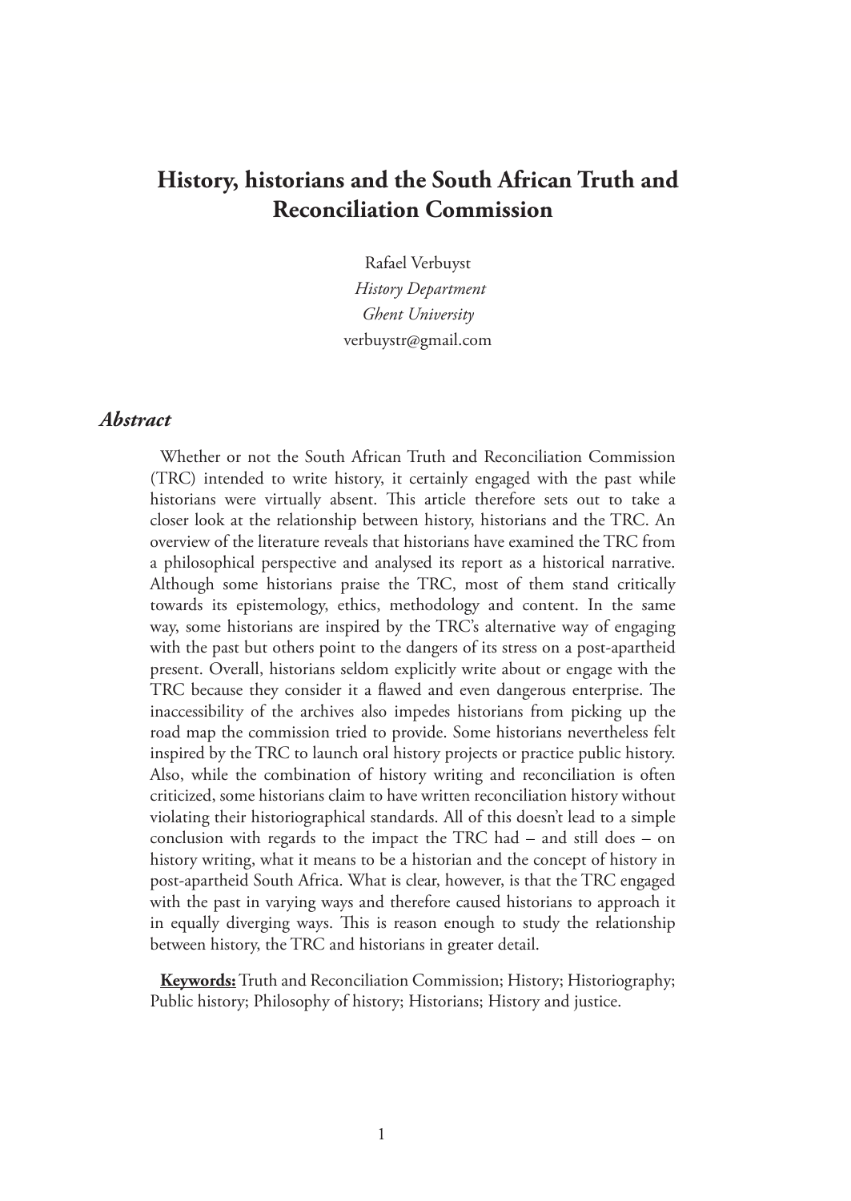# History, historians and the South African Truth and Reconciliation Commission

Rafael Verbuyst
*History Department*
*Ghent University*
verbuystr@gmail.com

## *Abstract*

Whether or not the South African Truth and Reconciliation Commission (TRC) intended to write history, it certainly engaged with the past while historians were virtually absent. This article therefore sets out to take a closer look at the relationship between history, historians and the TRC. An overview of the literature reveals that historians have examined the TRC from a philosophical perspective and analysed its report as a historical narrative. Although some historians praise the TRC, most of them stand critically towards its epistemology, ethics, methodology and content. In the same way, some historians are inspired by the TRC's alternative way of engaging with the past but others point to the dangers of its stress on a post-apartheid present. Overall, historians seldom explicitly write about or engage with the TRC because they consider it a flawed and even dangerous enterprise. The inaccessibility of the archives also impedes historians from picking up the road map the commission tried to provide. Some historians nevertheless felt inspired by the TRC to launch oral history projects or practice public history. Also, while the combination of history writing and reconciliation is often criticized, some historians claim to have written reconciliation history without violating their historiographical standards. All of this doesn't lead to a simple conclusion with regards to the impact the TRC had – and still does – on history writing, what it means to be a historian and the concept of history in post-apartheid South Africa. What is clear, however, is that the TRC engaged with the past in varying ways and therefore caused historians to approach it in equally diverging ways. This is reason enough to study the relationship between history, the TRC and historians in greater detail.

**Keywords:** Truth and Reconciliation Commission; History; Historiography; Public history; Philosophy of history; Historians; History and justice.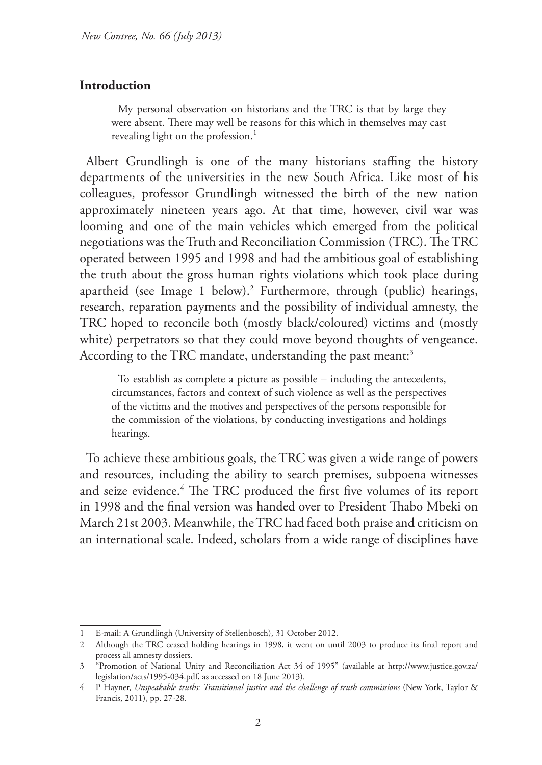## Introduction

> My personal observation on historians and the TRC is that by large they were absent. There may well be reasons for this which in themselves may cast revealing light on the profession.[1]

Albert Grundlingh is one of the many historians staffing the history departments of the universities in the new South Africa. Like most of his colleagues, professor Grundlingh witnessed the birth of the new nation approximately nineteen years ago. At that time, however, civil war was looming and one of the main vehicles which emerged from the political negotiations was the Truth and Reconciliation Commission (TRC). The TRC operated between 1995 and 1998 and had the ambitious goal of establishing the truth about the gross human rights violations which took place during apartheid (see Image 1 below).[2] Furthermore, through (public) hearings, research, reparation payments and the possibility of individual amnesty, the TRC hoped to reconcile both (mostly black/coloured) victims and (mostly white) perpetrators so that they could move beyond thoughts of vengeance. According to the TRC mandate, understanding the past meant:[3]

> To establish as complete a picture as possible – including the antecedents, circumstances, factors and context of such violence as well as the perspectives of the victims and the motives and perspectives of the persons responsible for the commission of the violations, by conducting investigations and holdings hearings.

To achieve these ambitious goals, the TRC was given a wide range of powers and resources, including the ability to search premises, subpoena witnesses and seize evidence.[4] The TRC produced the first five volumes of its report in 1998 and the final version was handed over to President Thabo Mbeki on March 21st 2003. Meanwhile, the TRC had faced both praise and criticism on an international scale. Indeed, scholars from a wide range of disciplines have

---

1 E-mail: A Grundlingh (University of Stellenbosch), 31 October 2012.

2 Although the TRC ceased holding hearings in 1998, it went on until 2003 to produce its final report and process all amnesty dossiers.

3 "Promotion of National Unity and Reconciliation Act 34 of 1995" (available at http://www.justice.gov.za/legislation/acts/1995-034.pdf, as accessed on 18 June 2013).

4 P Hayner, *Unspeakable truths: Transitional justice and the challenge of truth commissions* (New York, Taylor & Francis, 2011), pp. 27-28.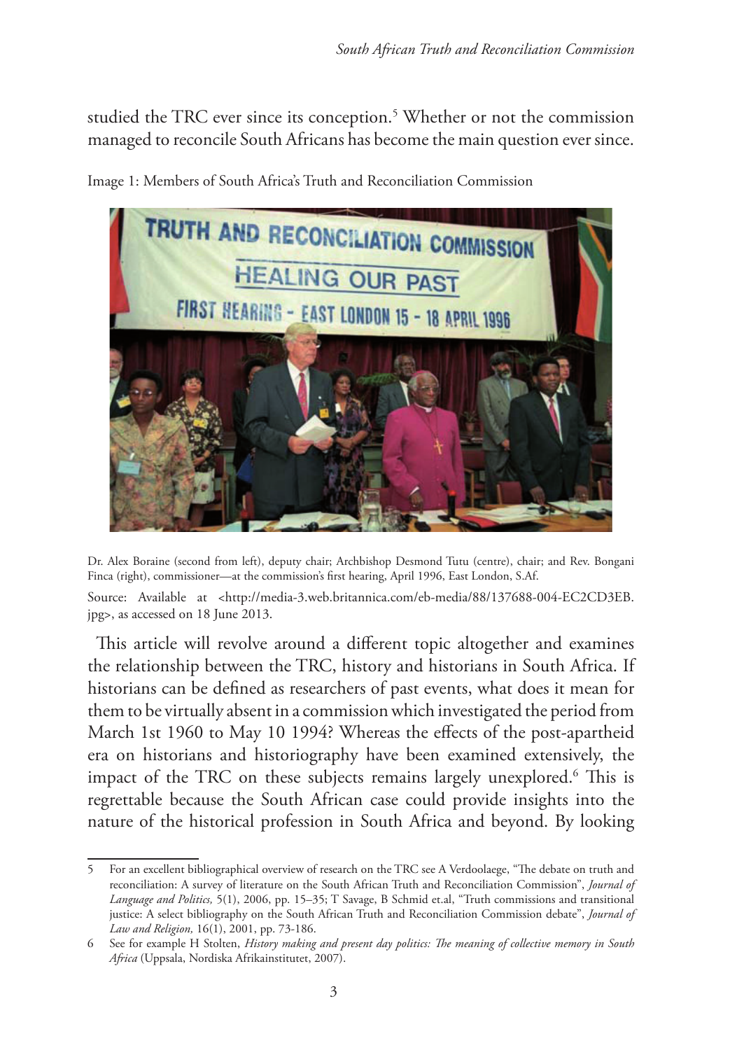studied the TRC ever since its conception.[5] Whether or not the commission managed to reconcile South Africans has become the main question ever since.

Image 1: Members of South Africa's Truth and Reconciliation Commission

Dr. Alex Boraine (second from left), deputy chair; Archbishop Desmond Tutu (centre), chair; and Rev. Bongani Finca (right), commissioner—at the commission's first hearing, April 1996, East London, S.Af.

Source: Available at <http://media-3.web.britannica.com/eb-media/88/137688-004-EC2CD3EB.jpg>, as accessed on 18 June 2013.

This article will revolve around a different topic altogether and examines the relationship between the TRC, history and historians in South Africa. If historians can be defined as researchers of past events, what does it mean for them to be virtually absent in a commission which investigated the period from March 1st 1960 to May 10 1994? Whereas the effects of the post-apartheid era on historians and historiography have been examined extensively, the impact of the TRC on these subjects remains largely unexplored.[6] This is regrettable because the South African case could provide insights into the nature of the historical profession in South Africa and beyond. By looking

---

5 For an excellent bibliographical overview of research on the TRC see A Verdoolaege, "The debate on truth and reconciliation: A survey of literature on the South African Truth and Reconciliation Commission", *Journal of Language and Politics,* 5(1), 2006, pp. 15–35; T Savage, B Schmid et.al, "Truth commissions and transitional justice: A select bibliography on the South African Truth and Reconciliation Commission debate", *Journal of Law and Religion,* 16(1), 2001, pp. 73-186.

6 See for example H Stolten, *History making and present day politics: The meaning of collective memory in South Africa* (Uppsala, Nordiska Afrikainstitutet, 2007).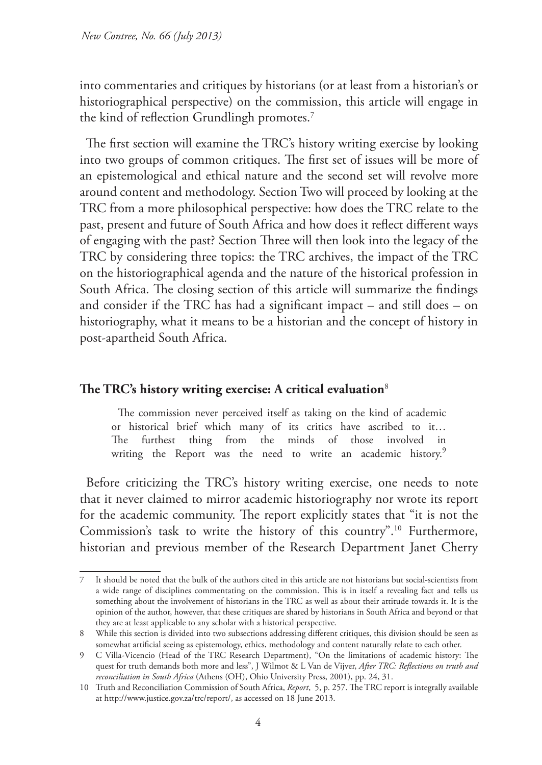into commentaries and critiques by historians (or at least from a historian's or historiographical perspective) on the commission, this article will engage in the kind of reflection Grundlingh promotes.[7]

The first section will examine the TRC's history writing exercise by looking into two groups of common critiques. The first set of issues will be more of an epistemological and ethical nature and the second set will revolve more around content and methodology. Section Two will proceed by looking at the TRC from a more philosophical perspective: how does the TRC relate to the past, present and future of South Africa and how does it reflect different ways of engaging with the past? Section Three will then look into the legacy of the TRC by considering three topics: the TRC archives, the impact of the TRC on the historiographical agenda and the nature of the historical profession in South Africa. The closing section of this article will summarize the findings and consider if the TRC has had a significant impact – and still does – on historiography, what it means to be a historian and the concept of history in post-apartheid South Africa.

## The TRC's history writing exercise: A critical evaluation[8]

> The commission never perceived itself as taking on the kind of academic or historical brief which many of its critics have ascribed to it… The furthest thing from the minds of those involved in writing the Report was the need to write an academic history.[9]

Before criticizing the TRC's history writing exercise, one needs to note that it never claimed to mirror academic historiography nor wrote its report for the academic community. The report explicitly states that "it is not the Commission's task to write the history of this country".[10] Furthermore, historian and previous member of the Research Department Janet Cherry

---

7 It should be noted that the bulk of the authors cited in this article are not historians but social-scientists from a wide range of disciplines commentating on the commission. This is in itself a revealing fact and tells us something about the involvement of historians in the TRC as well as about their attitude towards it. It is the opinion of the author, however, that these critiques are shared by historians in South Africa and beyond or that they are at least applicable to any scholar with a historical perspective.

8 While this section is divided into two subsections addressing different critiques, this division should be seen as somewhat artificial seeing as epistemology, ethics, methodology and content naturally relate to each other.

9 C Villa-Vicencio (Head of the TRC Research Department), "On the limitations of academic history: The quest for truth demands both more and less", J Wilmot & L Van de Vijver, *After TRC: Reflections on truth and reconciliation in South Africa* (Athens (OH), Ohio University Press, 2001), pp. 24, 31.

10 Truth and Reconciliation Commission of South Africa, *Report*, 5, p. 257. The TRC report is integrally available at http://www.justice.gov.za/trc/report/, as accessed on 18 June 2013.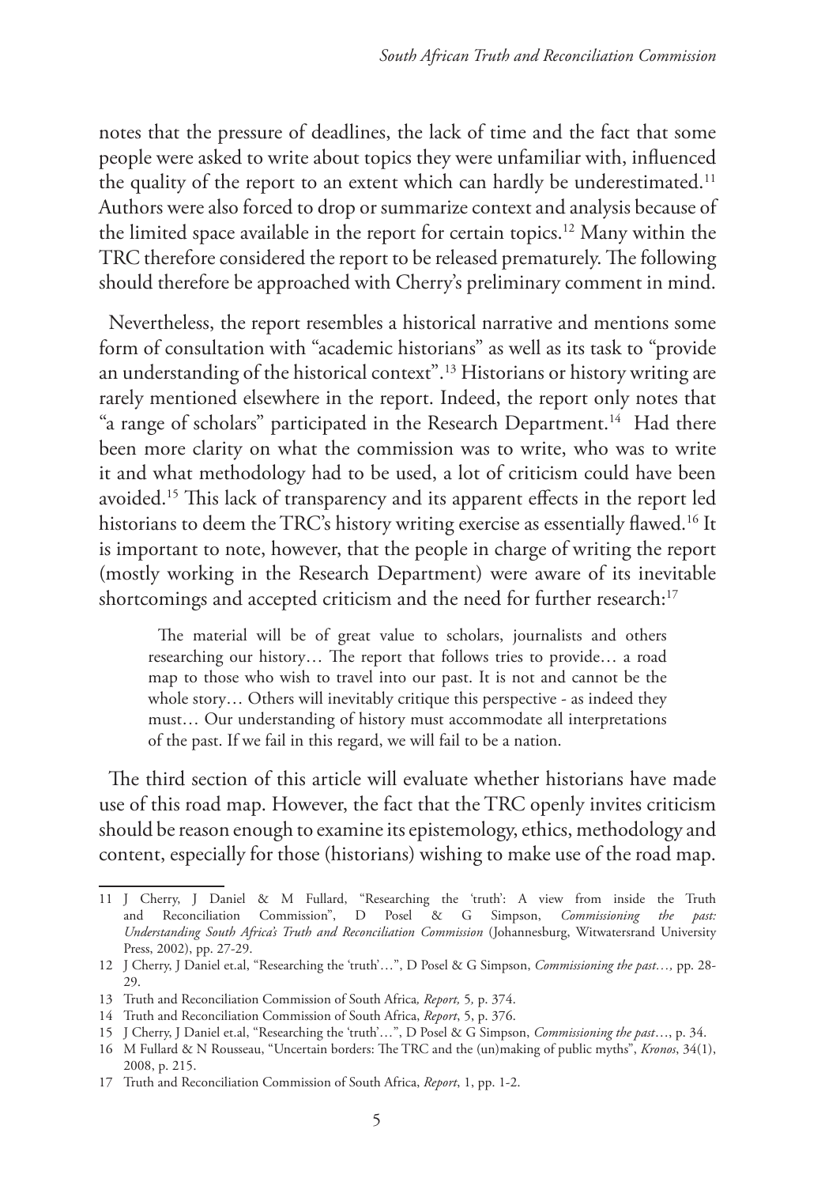notes that the pressure of deadlines, the lack of time and the fact that some people were asked to write about topics they were unfamiliar with, influenced the quality of the report to an extent which can hardly be underestimated.[11] Authors were also forced to drop or summarize context and analysis because of the limited space available in the report for certain topics.[12] Many within the TRC therefore considered the report to be released prematurely. The following should therefore be approached with Cherry's preliminary comment in mind.

Nevertheless, the report resembles a historical narrative and mentions some form of consultation with "academic historians" as well as its task to "provide an understanding of the historical context".[13] Historians or history writing are rarely mentioned elsewhere in the report. Indeed, the report only notes that "a range of scholars" participated in the Research Department.[14] Had there been more clarity on what the commission was to write, who was to write it and what methodology had to be used, a lot of criticism could have been avoided.[15] This lack of transparency and its apparent effects in the report led historians to deem the TRC's history writing exercise as essentially flawed.[16] It is important to note, however, that the people in charge of writing the report (mostly working in the Research Department) were aware of its inevitable shortcomings and accepted criticism and the need for further research:[17]

> The material will be of great value to scholars, journalists and others researching our history… The report that follows tries to provide… a road map to those who wish to travel into our past. It is not and cannot be the whole story… Others will inevitably critique this perspective - as indeed they must… Our understanding of history must accommodate all interpretations of the past. If we fail in this regard, we will fail to be a nation.

The third section of this article will evaluate whether historians have made use of this road map. However, the fact that the TRC openly invites criticism should be reason enough to examine its epistemology, ethics, methodology and content, especially for those (historians) wishing to make use of the road map.

---

11 J Cherry, J Daniel & M Fullard, "Researching the 'truth': A view from inside the Truth and Reconciliation Commission", D Posel & G Simpson, *Commissioning the past: Understanding South Africa's Truth and Reconciliation Commission* (Johannesburg, Witwatersrand University Press, 2002), pp. 27-29.

12 J Cherry, J Daniel et.al, "Researching the 'truth'…", D Posel & G Simpson, *Commissioning the past…,* pp. 28-29.

13 Truth and Reconciliation Commission of South Africa*, Report,* 5*,* p. 374.

14 Truth and Reconciliation Commission of South Africa, *Report*, 5, p. 376.

15 J Cherry, J Daniel et.al, "Researching the 'truth'…", D Posel & G Simpson, *Commissioning the past*…, p. 34.

16 M Fullard & N Rousseau, "Uncertain borders: The TRC and the (un)making of public myths", *Kronos*, 34(1), 2008, p. 215.

17 Truth and Reconciliation Commission of South Africa, *Report*, 1, pp. 1-2.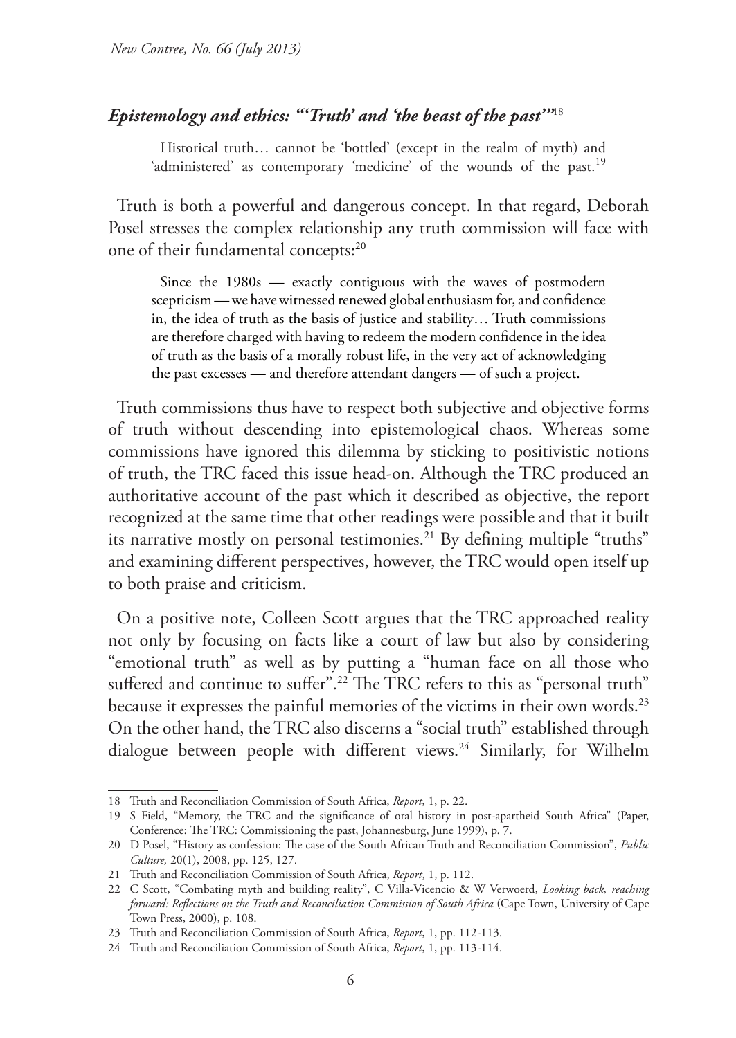### *Epistemology and ethics: "'Truth' and 'the beast of the past'"*[18]

> Historical truth… cannot be 'bottled' (except in the realm of myth) and 'administered' as contemporary 'medicine' of the wounds of the past.[19]

Truth is both a powerful and dangerous concept. In that regard, Deborah Posel stresses the complex relationship any truth commission will face with one of their fundamental concepts:[20]

> Since the 1980s — exactly contiguous with the waves of postmodern scepticism — we have witnessed renewed global enthusiasm for, and confidence in, the idea of truth as the basis of justice and stability… Truth commissions are therefore charged with having to redeem the modern confidence in the idea of truth as the basis of a morally robust life, in the very act of acknowledging the past excesses — and therefore attendant dangers — of such a project.

Truth commissions thus have to respect both subjective and objective forms of truth without descending into epistemological chaos. Whereas some commissions have ignored this dilemma by sticking to positivistic notions of truth, the TRC faced this issue head-on. Although the TRC produced an authoritative account of the past which it described as objective, the report recognized at the same time that other readings were possible and that it built its narrative mostly on personal testimonies.[21] By defining multiple "truths" and examining different perspectives, however, the TRC would open itself up to both praise and criticism.

On a positive note, Colleen Scott argues that the TRC approached reality not only by focusing on facts like a court of law but also by considering "emotional truth" as well as by putting a "human face on all those who suffered and continue to suffer".[22] The TRC refers to this as "personal truth" because it expresses the painful memories of the victims in their own words.[23] On the other hand, the TRC also discerns a "social truth" established through dialogue between people with different views.[24] Similarly, for Wilhelm

---

18 Truth and Reconciliation Commission of South Africa, *Report*, 1, p. 22.

19 S Field, "Memory, the TRC and the significance of oral history in post-apartheid South Africa" (Paper, Conference: The TRC: Commissioning the past, Johannesburg, June 1999), p. 7.

20 D Posel, "History as confession: The case of the South African Truth and Reconciliation Commission", *Public Culture,* 20(1), 2008, pp. 125, 127.

21 Truth and Reconciliation Commission of South Africa, *Report*, 1, p. 112.

22 C Scott, "Combating myth and building reality", C Villa-Vicencio & W Verwoerd, *Looking back, reaching forward: Reflections on the Truth and Reconciliation Commission of South Africa* (Cape Town, University of Cape Town Press, 2000), p. 108.

23 Truth and Reconciliation Commission of South Africa, *Report*, 1, pp. 112-113.

24 Truth and Reconciliation Commission of South Africa, *Report*, 1, pp. 113-114.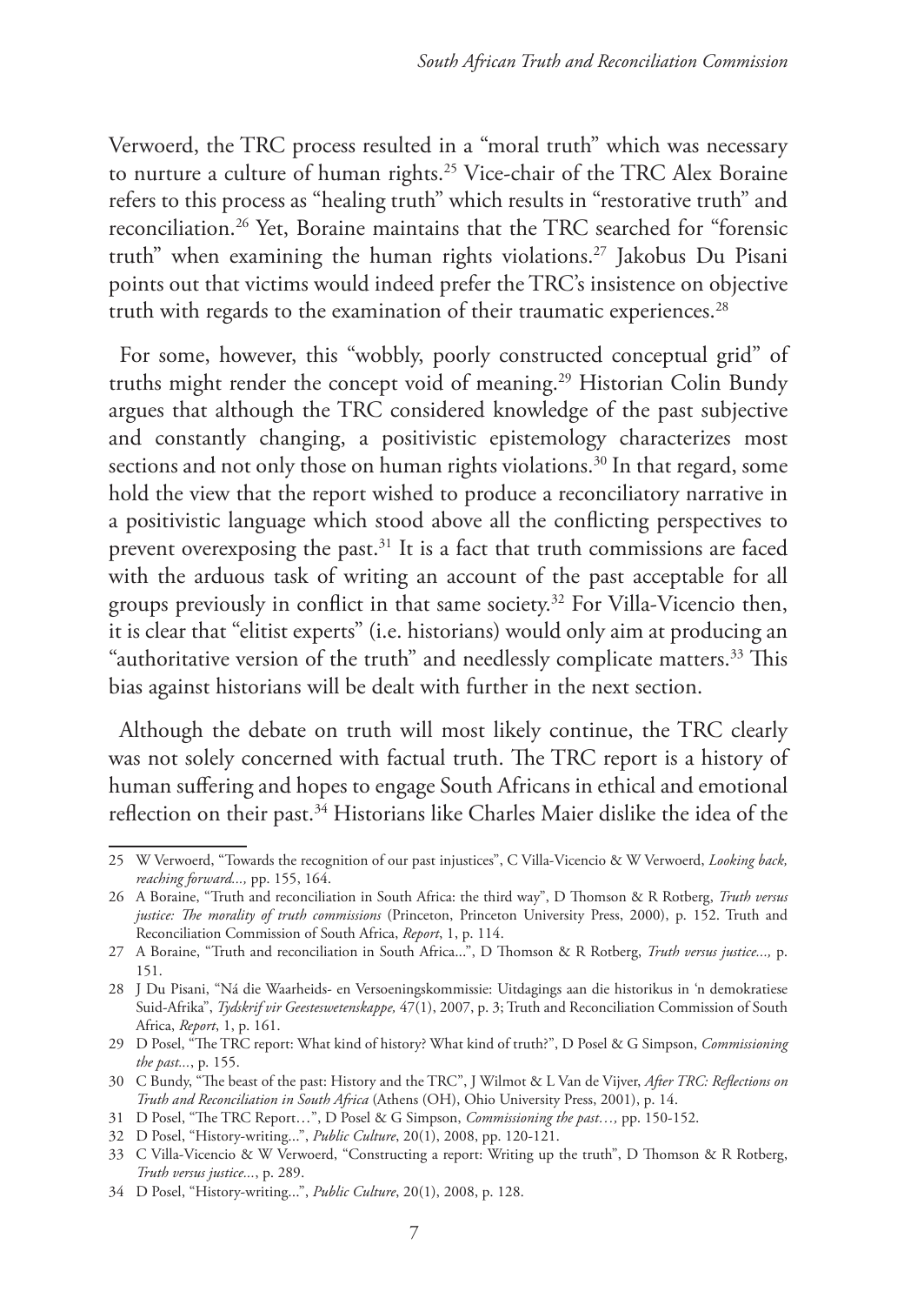Verwoerd, the TRC process resulted in a "moral truth" which was necessary to nurture a culture of human rights.[25] Vice-chair of the TRC Alex Boraine refers to this process as "healing truth" which results in "restorative truth" and reconciliation.[26] Yet, Boraine maintains that the TRC searched for "forensic truth" when examining the human rights violations.[27] Jakobus Du Pisani points out that victims would indeed prefer the TRC's insistence on objective truth with regards to the examination of their traumatic experiences.[28]

For some, however, this "wobbly, poorly constructed conceptual grid" of truths might render the concept void of meaning.[29] Historian Colin Bundy argues that although the TRC considered knowledge of the past subjective and constantly changing, a positivistic epistemology characterizes most sections and not only those on human rights violations.[30] In that regard, some hold the view that the report wished to produce a reconciliatory narrative in a positivistic language which stood above all the conflicting perspectives to prevent overexposing the past.[31] It is a fact that truth commissions are faced with the arduous task of writing an account of the past acceptable for all groups previously in conflict in that same society.[32] For Villa-Vicencio then, it is clear that "elitist experts" (i.e. historians) would only aim at producing an "authoritative version of the truth" and needlessly complicate matters.[33] This bias against historians will be dealt with further in the next section.

Although the debate on truth will most likely continue, the TRC clearly was not solely concerned with factual truth. The TRC report is a history of human suffering and hopes to engage South Africans in ethical and emotional reflection on their past.[34] Historians like Charles Maier dislike the idea of the

---

25 W Verwoerd, "Towards the recognition of our past injustices", C Villa-Vicencio & W Verwoerd, *Looking back, reaching forward...,* pp. 155, 164.

26 A Boraine, "Truth and reconciliation in South Africa: the third way", D Thomson & R Rotberg, *Truth versus justice: The morality of truth commissions* (Princeton, Princeton University Press, 2000), p. 152. Truth and Reconciliation Commission of South Africa, *Report*, 1, p. 114.

27 A Boraine, "Truth and reconciliation in South Africa...", D Thomson & R Rotberg, *Truth versus justice...,* p. 151.

28 J Du Pisani, "Ná die Waarheids- en Versoeningskommissie: Uitdagings aan die historikus in 'n demokratiese Suid-Afrika", *Tydskrif vir Geesteswetenskappe,* 47(1), 2007, p. 3; Truth and Reconciliation Commission of South Africa, *Report*, 1, p. 161.

29 D Posel, "The TRC report: What kind of history? What kind of truth?", D Posel & G Simpson, *Commissioning the past...*, p. 155.

30 C Bundy, "The beast of the past: History and the TRC", J Wilmot & L Van de Vijver, *After TRC: Reflections on Truth and Reconciliation in South Africa* (Athens (OH), Ohio University Press, 2001), p. 14.

31 D Posel, "The TRC Report…", D Posel & G Simpson, *Commissioning the past…,* pp. 150-152.

32 D Posel, "History-writing...", *Public Culture*, 20(1), 2008, pp. 120-121.

33 C Villa-Vicencio & W Verwoerd, "Constructing a report: Writing up the truth", D Thomson & R Rotberg, *Truth versus justice...*, p. 289.

34 D Posel, "History-writing...", *Public Culture*, 20(1), 2008, p. 128.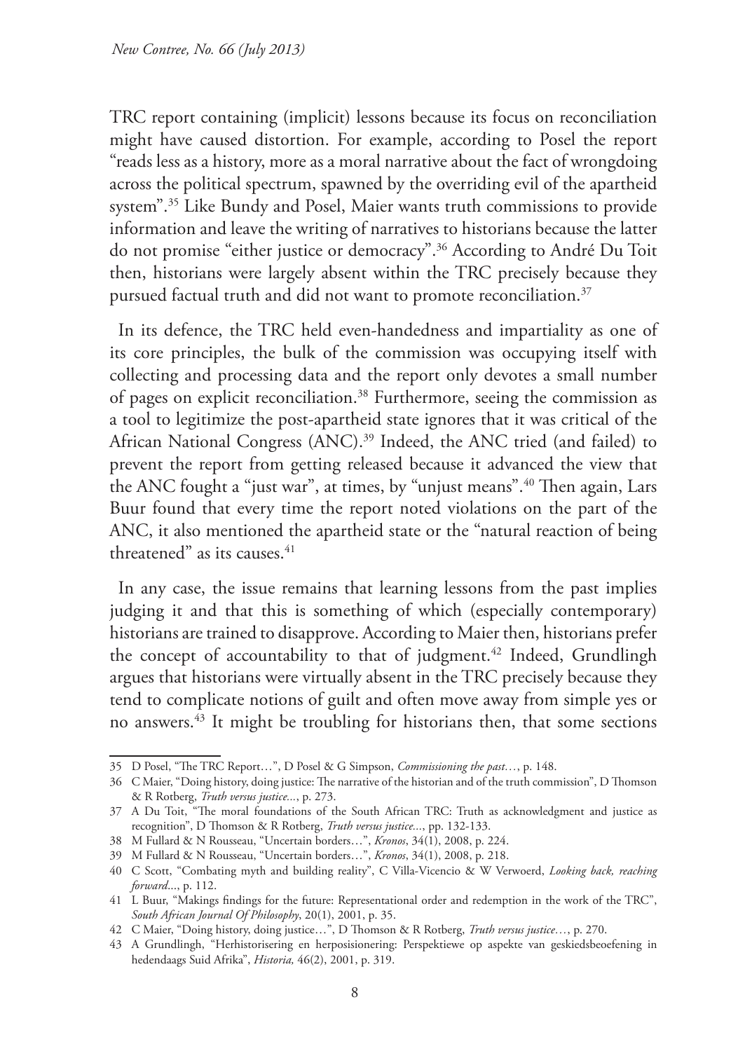TRC report containing (implicit) lessons because its focus on reconciliation might have caused distortion. For example, according to Posel the report "reads less as a history, more as a moral narrative about the fact of wrongdoing across the political spectrum, spawned by the overriding evil of the apartheid system".[35] Like Bundy and Posel, Maier wants truth commissions to provide information and leave the writing of narratives to historians because the latter do not promise "either justice or democracy".[36] According to André Du Toit then, historians were largely absent within the TRC precisely because they pursued factual truth and did not want to promote reconciliation.[37]

In its defence, the TRC held even-handedness and impartiality as one of its core principles, the bulk of the commission was occupying itself with collecting and processing data and the report only devotes a small number of pages on explicit reconciliation.[38] Furthermore, seeing the commission as a tool to legitimize the post-apartheid state ignores that it was critical of the African National Congress (ANC).[39] Indeed, the ANC tried (and failed) to prevent the report from getting released because it advanced the view that the ANC fought a "just war", at times, by "unjust means".[40] Then again, Lars Buur found that every time the report noted violations on the part of the ANC, it also mentioned the apartheid state or the "natural reaction of being threatened" as its causes.[41]

In any case, the issue remains that learning lessons from the past implies judging it and that this is something of which (especially contemporary) historians are trained to disapprove. According to Maier then, historians prefer the concept of accountability to that of judgment.[42] Indeed, Grundlingh argues that historians were virtually absent in the TRC precisely because they tend to complicate notions of guilt and often move away from simple yes or no answers.[43] It might be troubling for historians then, that some sections

---

35 D Posel, "The TRC Report…", D Posel & G Simpson, *Commissioning the past…*, p. 148.

36 C Maier, "Doing history, doing justice: The narrative of the historian and of the truth commission", D Thomson & R Rotberg, *Truth versus justice...*, p. 273.

37 A Du Toit, "The moral foundations of the South African TRC: Truth as acknowledgment and justice as recognition", D Thomson & R Rotberg, *Truth versus justice...*, pp. 132-133.

38 M Fullard & N Rousseau, "Uncertain borders…", *Kronos*, 34(1), 2008, p. 224.

39 M Fullard & N Rousseau, "Uncertain borders…", *Kronos*, 34(1), 2008, p. 218.

40 C Scott, "Combating myth and building reality", C Villa-Vicencio & W Verwoerd, *Looking back, reaching forward*..., p. 112.

41 L Buur, "Makings findings for the future: Representational order and redemption in the work of the TRC", *South African Journal Of Philosophy*, 20(1), 2001, p. 35.

42 C Maier, "Doing history, doing justice…", D Thomson & R Rotberg, *Truth versus justice…*, p. 270.

43 A Grundlingh, "Herhistorisering en herposisionering: Perspektiewe op aspekte van geskiedsbeoefening in hedendaags Suid Afrika", *Historia,* 46(2), 2001, p. 319.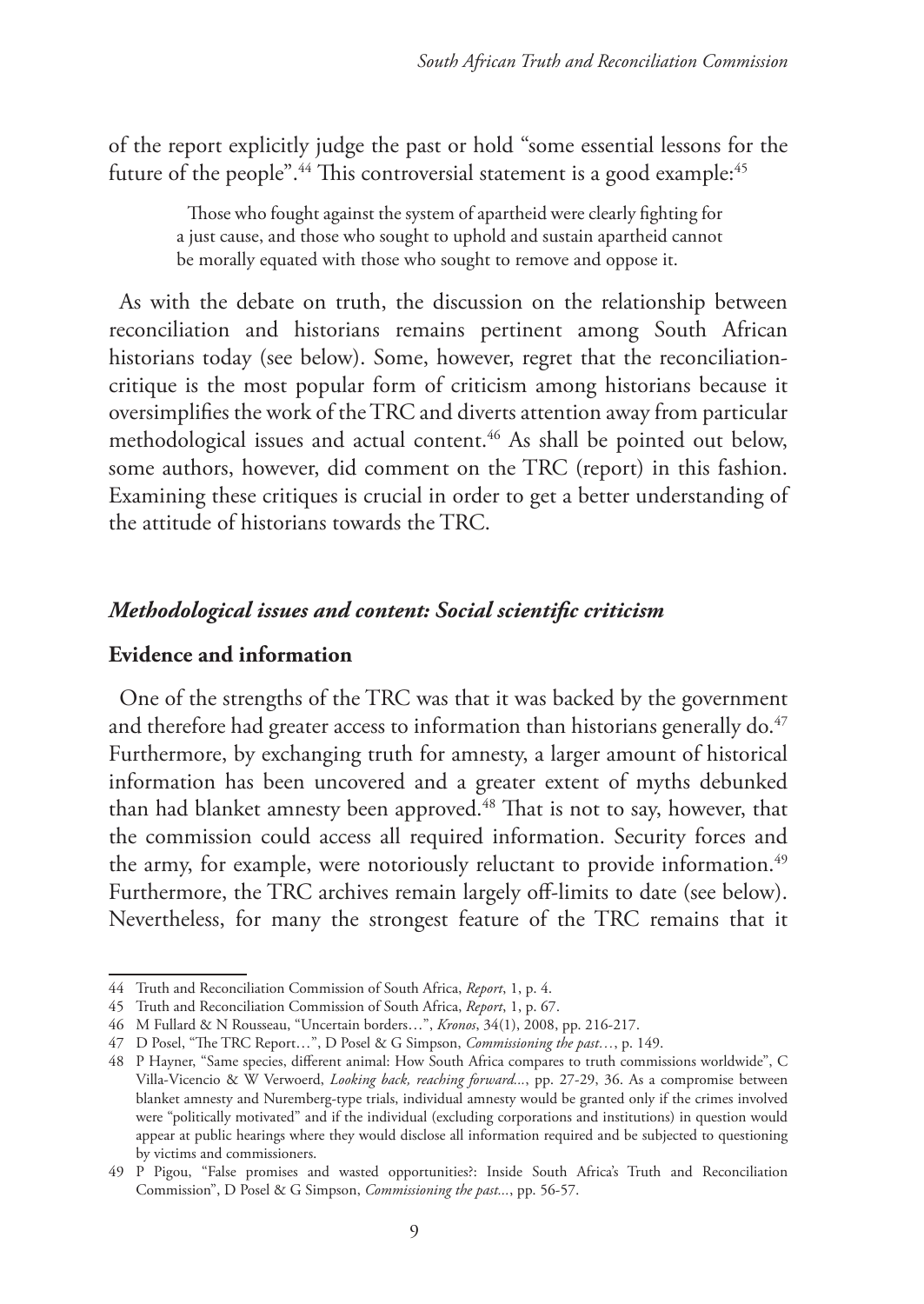of the report explicitly judge the past or hold "some essential lessons for the future of the people".[44] This controversial statement is a good example:[45]

> Those who fought against the system of apartheid were clearly fighting for a just cause, and those who sought to uphold and sustain apartheid cannot be morally equated with those who sought to remove and oppose it.

As with the debate on truth, the discussion on the relationship between reconciliation and historians remains pertinent among South African historians today (see below). Some, however, regret that the reconciliation-critique is the most popular form of criticism among historians because it oversimplifies the work of the TRC and diverts attention away from particular methodological issues and actual content.[46] As shall be pointed out below, some authors, however, did comment on the TRC (report) in this fashion. Examining these critiques is crucial in order to get a better understanding of the attitude of historians towards the TRC.

## *Methodological issues and content: Social scientific criticism*

### Evidence and information

One of the strengths of the TRC was that it was backed by the government and therefore had greater access to information than historians generally do.[47] Furthermore, by exchanging truth for amnesty, a larger amount of historical information has been uncovered and a greater extent of myths debunked than had blanket amnesty been approved.[48] That is not to say, however, that the commission could access all required information. Security forces and the army, for example, were notoriously reluctant to provide information.[49] Furthermore, the TRC archives remain largely off-limits to date (see below). Nevertheless, for many the strongest feature of the TRC remains that it

---

44 Truth and Reconciliation Commission of South Africa, *Report*, 1, p. 4.

45 Truth and Reconciliation Commission of South Africa, *Report*, 1, p. 67.

46 M Fullard & N Rousseau, "Uncertain borders…", *Kronos*, 34(1), 2008, pp. 216-217.

47 D Posel, "The TRC Report…", D Posel & G Simpson, *Commissioning the past…*, p. 149.

48 P Hayner, "Same species, different animal: How South Africa compares to truth commissions worldwide", C Villa-Vicencio & W Verwoerd, *Looking back, reaching forward...*, pp. 27-29, 36. As a compromise between blanket amnesty and Nuremberg-type trials, individual amnesty would be granted only if the crimes involved were "politically motivated" and if the individual (excluding corporations and institutions) in question would appear at public hearings where they would disclose all information required and be subjected to questioning by victims and commissioners.

49 P Pigou, "False promises and wasted opportunities?: Inside South Africa's Truth and Reconciliation Commission", D Posel & G Simpson, *Commissioning the past...*, pp. 56-57.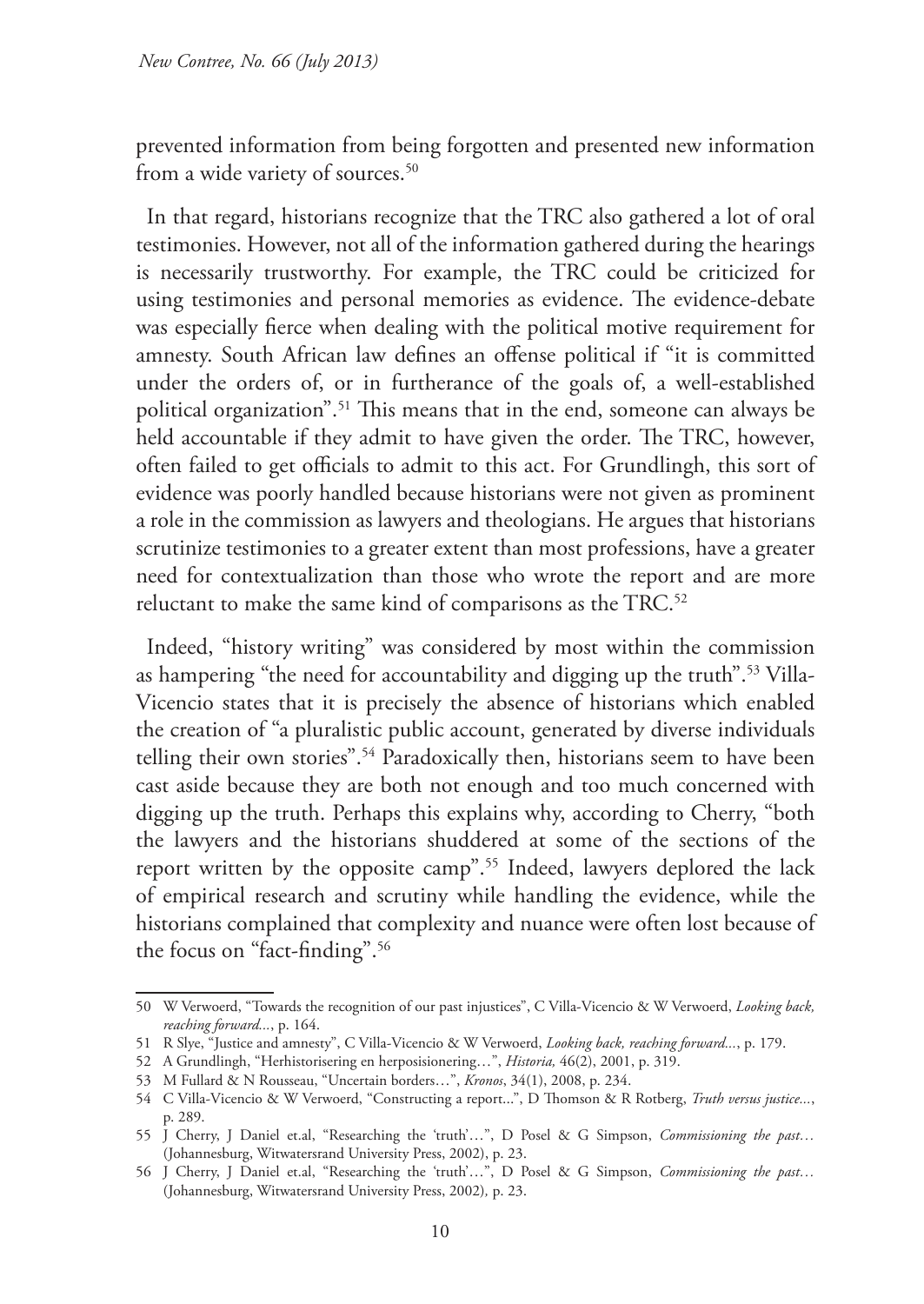prevented information from being forgotten and presented new information from a wide variety of sources.[50]

In that regard, historians recognize that the TRC also gathered a lot of oral testimonies. However, not all of the information gathered during the hearings is necessarily trustworthy. For example, the TRC could be criticized for using testimonies and personal memories as evidence. The evidence-debate was especially fierce when dealing with the political motive requirement for amnesty. South African law defines an offense political if "it is committed under the orders of, or in furtherance of the goals of, a well-established political organization".[51] This means that in the end, someone can always be held accountable if they admit to have given the order. The TRC, however, often failed to get officials to admit to this act. For Grundlingh, this sort of evidence was poorly handled because historians were not given as prominent a role in the commission as lawyers and theologians. He argues that historians scrutinize testimonies to a greater extent than most professions, have a greater need for contextualization than those who wrote the report and are more reluctant to make the same kind of comparisons as the TRC.[52]

Indeed, "history writing" was considered by most within the commission as hampering "the need for accountability and digging up the truth".[53] Villa-Vicencio states that it is precisely the absence of historians which enabled the creation of "a pluralistic public account, generated by diverse individuals telling their own stories".[54] Paradoxically then, historians seem to have been cast aside because they are both not enough and too much concerned with digging up the truth. Perhaps this explains why, according to Cherry, "both the lawyers and the historians shuddered at some of the sections of the report written by the opposite camp".[55] Indeed, lawyers deplored the lack of empirical research and scrutiny while handling the evidence, while the historians complained that complexity and nuance were often lost because of the focus on "fact-finding".[56]

---

50 W Verwoerd, "Towards the recognition of our past injustices", C Villa-Vicencio & W Verwoerd, *Looking back, reaching forward...*, p. 164.

51 R Slye, "Justice and amnesty", C Villa-Vicencio & W Verwoerd, *Looking back, reaching forward...*, p. 179.

52 A Grundlingh, "Herhistorisering en herposisionering…", *Historia,* 46(2), 2001, p. 319.

53 M Fullard & N Rousseau, "Uncertain borders…", *Kronos*, 34(1), 2008, p. 234.

54 C Villa-Vicencio & W Verwoerd, "Constructing a report...", D Thomson & R Rotberg, *Truth versus justice...*, p. 289.

55 J Cherry, J Daniel et.al, "Researching the 'truth'…", D Posel & G Simpson, *Commissioning the past…* (Johannesburg, Witwatersrand University Press, 2002), p. 23.

56 J Cherry, J Daniel et.al, "Researching the 'truth'…", D Posel & G Simpson, *Commissioning the past…* (Johannesburg, Witwatersrand University Press, 2002), p. 23.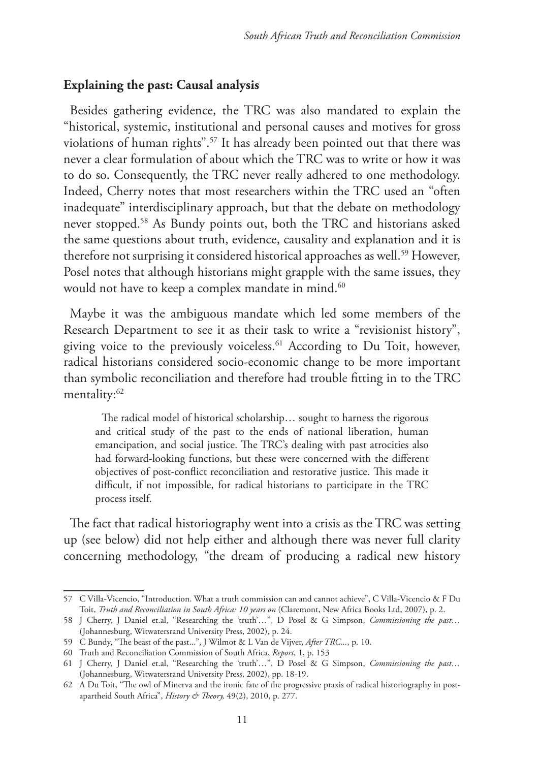## **Explaining the past: Causal analysis**

Besides gathering evidence, the TRC was also mandated to explain the "historical, systemic, institutional and personal causes and motives for gross violations of human rights".[57] It has already been pointed out that there was never a clear formulation of about which the TRC was to write or how it was to do so. Consequently, the TRC never really adhered to one methodology. Indeed, Cherry notes that most researchers within the TRC used an "often inadequate" interdisciplinary approach, but that the debate on methodology never stopped.[58] As Bundy points out, both the TRC and historians asked the same questions about truth, evidence, causality and explanation and it is therefore not surprising it considered historical approaches as well.[59] However, Posel notes that although historians might grapple with the same issues, they would not have to keep a complex mandate in mind.[60]

Maybe it was the ambiguous mandate which led some members of the Research Department to see it as their task to write a "revisionist history", giving voice to the previously voiceless.[61] According to Du Toit, however, radical historians considered socio-economic change to be more important than symbolic reconciliation and therefore had trouble fitting in to the TRC mentality:[62]

> The radical model of historical scholarship… sought to harness the rigorous and critical study of the past to the ends of national liberation, human emancipation, and social justice. The TRC's dealing with past atrocities also had forward-looking functions, but these were concerned with the different objectives of post-conflict reconciliation and restorative justice. This made it difficult, if not impossible, for radical historians to participate in the TRC process itself.

The fact that radical historiography went into a crisis as the TRC was setting up (see below) did not help either and although there was never full clarity concerning methodology, "the dream of producing a radical new history

---

57 C Villa-Vicencio, "Introduction. What a truth commission can and cannot achieve", C Villa-Vicencio & F Du Toit, *Truth and Reconciliation in South Africa: 10 years on* (Claremont, New Africa Books Ltd, 2007), p. 2.

58 J Cherry, J Daniel et.al, "Researching the 'truth'…", D Posel & G Simpson, *Commissioning the past…* (Johannesburg, Witwatersrand University Press, 2002), p. 24.

59 C Bundy, "The beast of the past...", J Wilmot & L Van de Vijver, *After TRC...*, p. 10.

60 Truth and Reconciliation Commission of South Africa, *Report*, 1, p. 153

61 J Cherry, J Daniel et.al, "Researching the 'truth'…", D Posel & G Simpson, *Commissioning the past…* (Johannesburg, Witwatersrand University Press, 2002), pp. 18-19.

62 A Du Toit, "The owl of Minerva and the ironic fate of the progressive praxis of radical historiography in post-apartheid South Africa", *History & Theory,* 49(2), 2010, p. 277.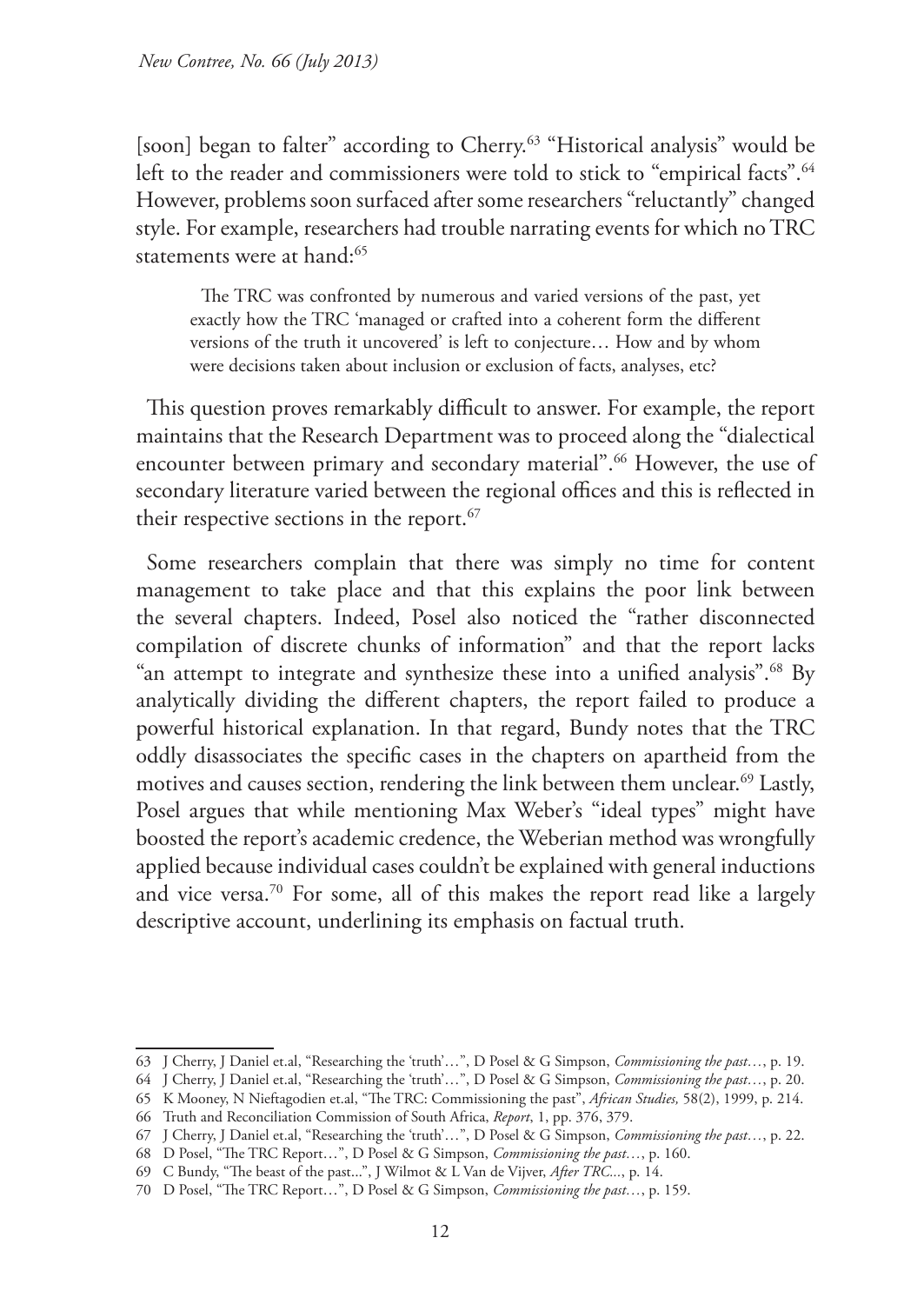[soon] began to falter" according to Cherry.[63] "Historical analysis" would be left to the reader and commissioners were told to stick to "empirical facts".[64] However, problems soon surfaced after some researchers "reluctantly" changed style. For example, researchers had trouble narrating events for which no TRC statements were at hand:[65]

> The TRC was confronted by numerous and varied versions of the past, yet exactly how the TRC 'managed or crafted into a coherent form the different versions of the truth it uncovered' is left to conjecture… How and by whom were decisions taken about inclusion or exclusion of facts, analyses, etc?

This question proves remarkably difficult to answer. For example, the report maintains that the Research Department was to proceed along the "dialectical encounter between primary and secondary material".[66] However, the use of secondary literature varied between the regional offices and this is reflected in their respective sections in the report.[67]

Some researchers complain that there was simply no time for content management to take place and that this explains the poor link between the several chapters. Indeed, Posel also noticed the "rather disconnected compilation of discrete chunks of information" and that the report lacks "an attempt to integrate and synthesize these into a unified analysis".[68] By analytically dividing the different chapters, the report failed to produce a powerful historical explanation. In that regard, Bundy notes that the TRC oddly disassociates the specific cases in the chapters on apartheid from the motives and causes section, rendering the link between them unclear.[69] Lastly, Posel argues that while mentioning Max Weber's "ideal types" might have boosted the report's academic credence, the Weberian method was wrongfully applied because individual cases couldn't be explained with general inductions and vice versa.[70] For some, all of this makes the report read like a largely descriptive account, underlining its emphasis on factual truth.

---

63 J Cherry, J Daniel et.al, "Researching the 'truth'…", D Posel & G Simpson, *Commissioning the past…*, p. 19.

64 J Cherry, J Daniel et.al, "Researching the 'truth'…", D Posel & G Simpson, *Commissioning the past…*, p. 20.

65 K Mooney, N Nieftagodien et.al, "The TRC: Commissioning the past", *African Studies,* 58(2), 1999, p. 214.

66 Truth and Reconciliation Commission of South Africa, *Report*, 1, pp. 376, 379.

67 J Cherry, J Daniel et.al, "Researching the 'truth'…", D Posel & G Simpson, *Commissioning the past…*, p. 22.

68 D Posel, "The TRC Report…", D Posel & G Simpson, *Commissioning the past…*, p. 160.

69 C Bundy, "The beast of the past...", J Wilmot & L Van de Vijver, *After TRC...*, p. 14.

70 D Posel, "The TRC Report…", D Posel & G Simpson, *Commissioning the past…*, p. 159.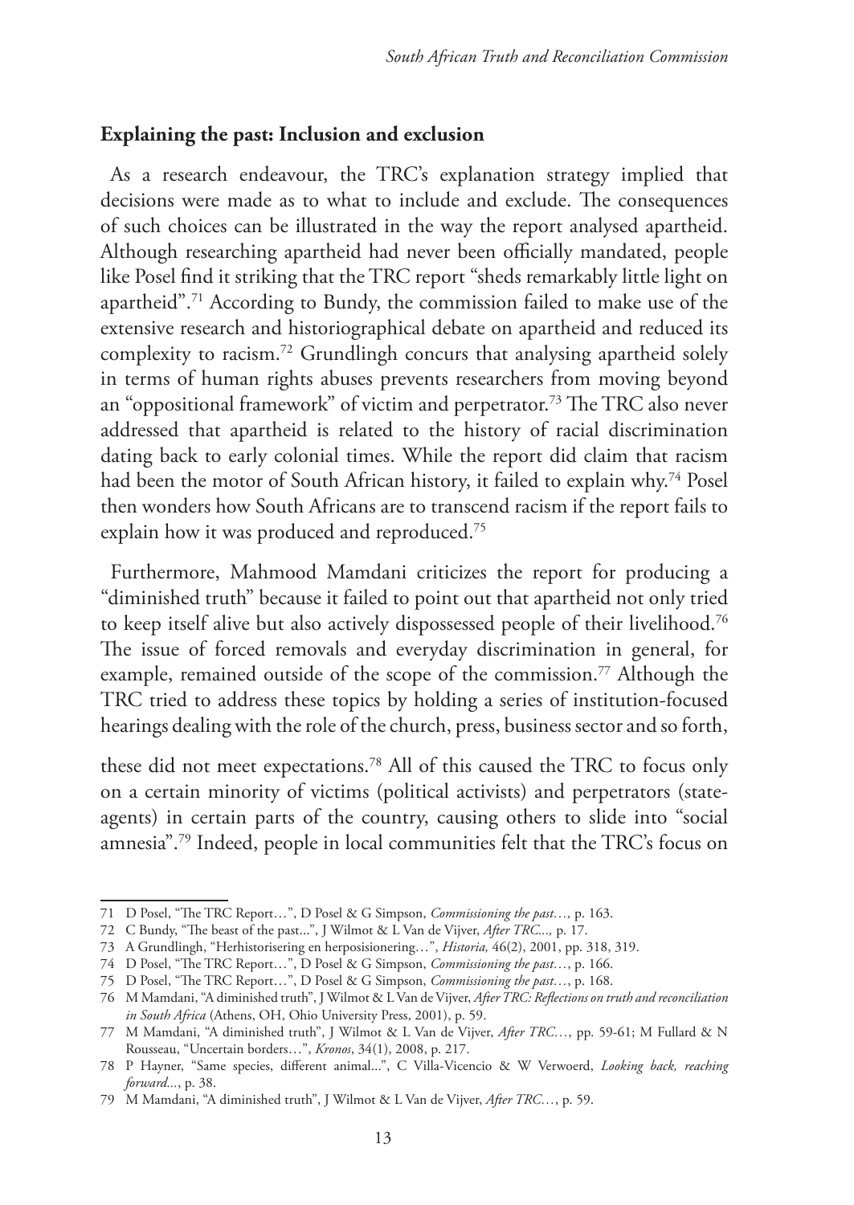## Explaining the past: Inclusion and exclusion

As a research endeavour, the TRC's explanation strategy implied that decisions were made as to what to include and exclude. The consequences of such choices can be illustrated in the way the report analysed apartheid. Although researching apartheid had never been officially mandated, people like Posel find it striking that the TRC report "sheds remarkably little light on apartheid".[71] According to Bundy, the commission failed to make use of the extensive research and historiographical debate on apartheid and reduced its complexity to racism.[72] Grundlingh concurs that analysing apartheid solely in terms of human rights abuses prevents researchers from moving beyond an "oppositional framework" of victim and perpetrator.[73] The TRC also never addressed that apartheid is related to the history of racial discrimination dating back to early colonial times. While the report did claim that racism had been the motor of South African history, it failed to explain why.[74] Posel then wonders how South Africans are to transcend racism if the report fails to explain how it was produced and reproduced.[75]

Furthermore, Mahmood Mamdani criticizes the report for producing a "diminished truth" because it failed to point out that apartheid not only tried to keep itself alive but also actively dispossessed people of their livelihood.[76] The issue of forced removals and everyday discrimination in general, for example, remained outside of the scope of the commission.[77] Although the TRC tried to address these topics by holding a series of institution-focused hearings dealing with the role of the church, press, business sector and so forth, these did not meet expectations.[78] All of this caused the TRC to focus only on a certain minority of victims (political activists) and perpetrators (state-agents) in certain parts of the country, causing others to slide into "social amnesia".[79] Indeed, people in local communities felt that the TRC's focus on

---

71 D Posel, "The TRC Report…", D Posel & G Simpson, *Commissioning the past…,* p. 163.

72 C Bundy, "The beast of the past...", J Wilmot & L Van de Vijver, *After TRC...,* p. 17.

73 A Grundlingh, "Herhistorisering en herposisionering…", *Historia,* 46(2), 2001, pp. 318, 319.

74 D Posel, "The TRC Report…", D Posel & G Simpson, *Commissioning the past…*, p. 166.

75 D Posel, "The TRC Report…", D Posel & G Simpson, *Commissioning the past…*, p. 168.

76 M Mamdani, "A diminished truth", J Wilmot & L Van de Vijver, *After TRC: Reflections on truth and reconciliation in South Africa* (Athens, OH, Ohio University Press, 2001), p. 59.

77 M Mamdani, "A diminished truth", J Wilmot & L Van de Vijver, *After TRC…*, pp. 59-61; M Fullard & N Rousseau, "Uncertain borders…", *Kronos*, 34(1), 2008, p. 217.

78 P Hayner, "Same species, different animal...", C Villa-Vicencio & W Verwoerd, *Looking back, reaching forward...*, p. 38.

79 M Mamdani, "A diminished truth", J Wilmot & L Van de Vijver, *After TRC…*, p. 59.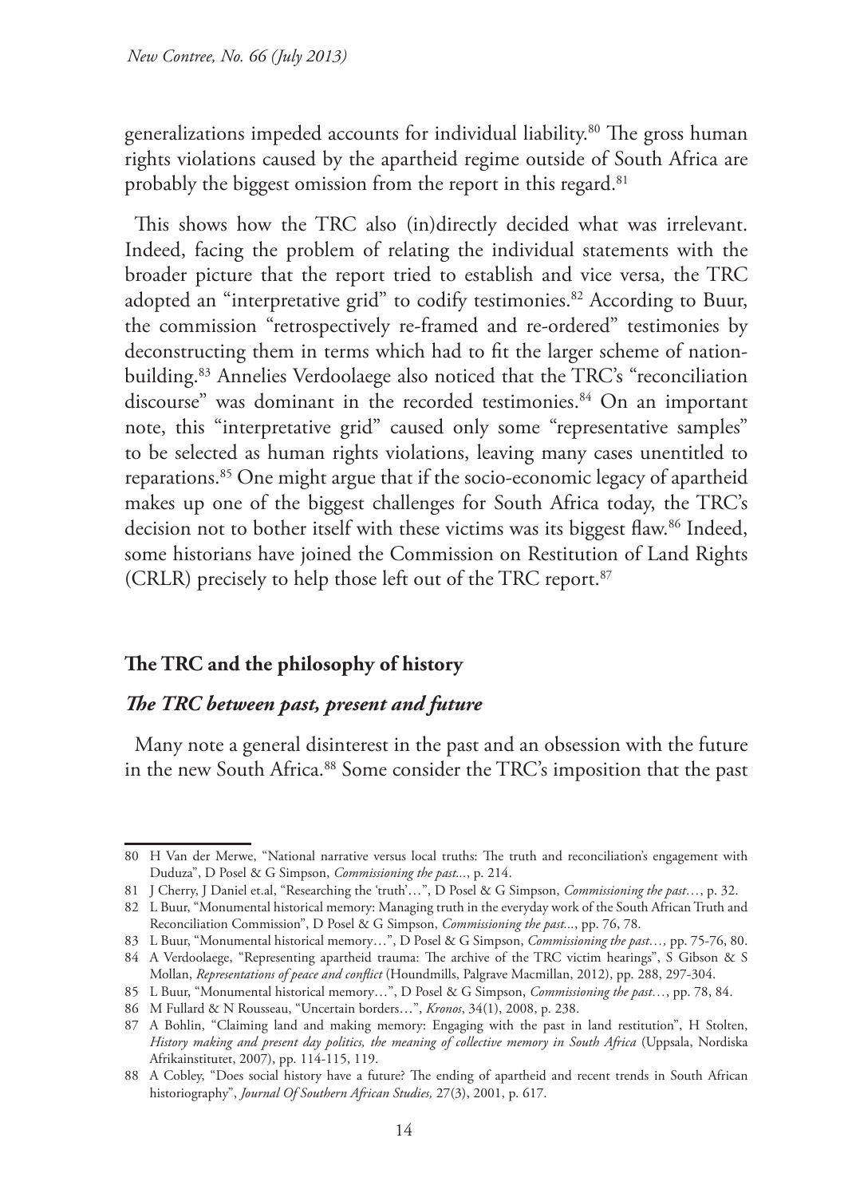generalizations impeded accounts for individual liability.[80] The gross human rights violations caused by the apartheid regime outside of South Africa are probably the biggest omission from the report in this regard.[81]

This shows how the TRC also (in)directly decided what was irrelevant. Indeed, facing the problem of relating the individual statements with the broader picture that the report tried to establish and vice versa, the TRC adopted an "interpretative grid" to codify testimonies.[82] According to Buur, the commission "retrospectively re-framed and re-ordered" testimonies by deconstructing them in terms which had to fit the larger scheme of nation-building.[83] Annelies Verdoolaege also noticed that the TRC's "reconciliation discourse" was dominant in the recorded testimonies.[84] On an important note, this "interpretative grid" caused only some "representative samples" to be selected as human rights violations, leaving many cases unentitled to reparations.[85] One might argue that if the socio-economic legacy of apartheid makes up one of the biggest challenges for South Africa today, the TRC's decision not to bother itself with these victims was its biggest flaw.[86] Indeed, some historians have joined the Commission on Restitution of Land Rights (CRLR) precisely to help those left out of the TRC report.[87]

## The TRC and the philosophy of history

### *The TRC between past, present and future*

Many note a general disinterest in the past and an obsession with the future in the new South Africa.[88] Some consider the TRC's imposition that the past

---

80 H Van der Merwe, "National narrative versus local truths: The truth and reconciliation's engagement with Duduza", D Posel & G Simpson, *Commissioning the past...*, p. 214.

81 J Cherry, J Daniel et.al, "Researching the 'truth'…", D Posel & G Simpson, *Commissioning the past…*, p. 32.

82 L Buur, "Monumental historical memory: Managing truth in the everyday work of the South African Truth and Reconciliation Commission", D Posel & G Simpson, *Commissioning the past...*, pp. 76, 78.

83 L Buur, "Monumental historical memory…", D Posel & G Simpson, *Commissioning the past…,* pp. 75-76, 80.

84 A Verdoolaege, "Representing apartheid trauma: The archive of the TRC victim hearings", S Gibson & S Mollan, *Representations of peace and conflict* (Houndmills, Palgrave Macmillan, 2012), pp. 288, 297-304.

85 L Buur, "Monumental historical memory…", D Posel & G Simpson, *Commissioning the past…*, pp. 78, 84.

86 M Fullard & N Rousseau, "Uncertain borders…", *Kronos*, 34(1), 2008, p. 238.

87 A Bohlin, "Claiming land and making memory: Engaging with the past in land restitution", H Stolten, *History making and present day politics, the meaning of collective memory in South Africa* (Uppsala, Nordiska Afrikainstitutet, 2007), pp. 114-115, 119.

88 A Cobley, "Does social history have a future? The ending of apartheid and recent trends in South African historiography", *Journal Of Southern African Studies,* 27(3), 2001, p. 617.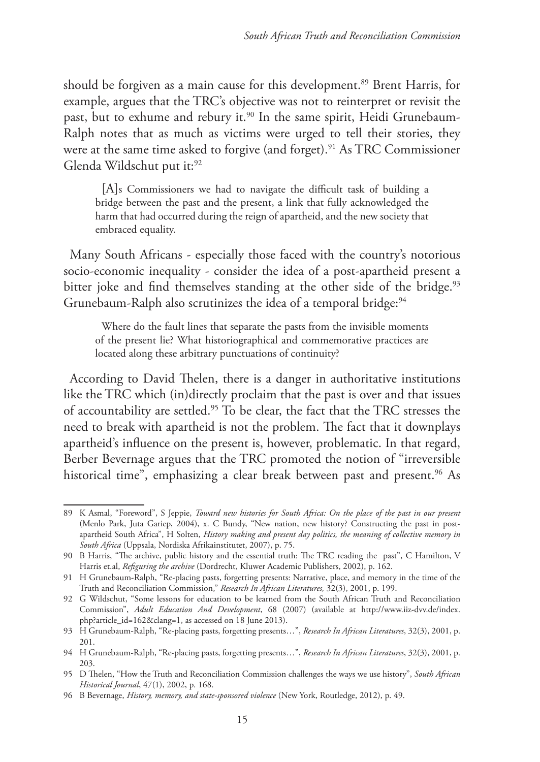should be forgiven as a main cause for this development.[89] Brent Harris, for example, argues that the TRC's objective was not to reinterpret or revisit the past, but to exhume and rebury it.[90] In the same spirit, Heidi Grunebaum-Ralph notes that as much as victims were urged to tell their stories, they were at the same time asked to forgive (and forget).[91] As TRC Commissioner Glenda Wildschut put it:[92]

> [A]s Commissioners we had to navigate the difficult task of building a bridge between the past and the present, a link that fully acknowledged the harm that had occurred during the reign of apartheid, and the new society that embraced equality.

Many South Africans - especially those faced with the country's notorious socio-economic inequality - consider the idea of a post-apartheid present a bitter joke and find themselves standing at the other side of the bridge.[93] Grunebaum-Ralph also scrutinizes the idea of a temporal bridge:[94]

> Where do the fault lines that separate the pasts from the invisible moments of the present lie? What historiographical and commemorative practices are located along these arbitrary punctuations of continuity?

According to David Thelen, there is a danger in authoritative institutions like the TRC which (in)directly proclaim that the past is over and that issues of accountability are settled.[95] To be clear, the fact that the TRC stresses the need to break with apartheid is not the problem. The fact that it downplays apartheid's influence on the present is, however, problematic. In that regard, Berber Bevernage argues that the TRC promoted the notion of "irreversible historical time", emphasizing a clear break between past and present.[96] As

---

89 K Asmal, "Foreword", S Jeppie, *Toward new histories for South Africa: On the place of the past in our present* (Menlo Park, Juta Gariep, 2004), x. C Bundy, "New nation, new history? Constructing the past in post-apartheid South Africa", H Solten, *History making and present day politics, the meaning of collective memory in South Africa* (Uppsala, Nordiska Afrikainstitutet, 2007), p. 75.

90 B Harris, "The archive, public history and the essential truth: The TRC reading the past", C Hamilton, V Harris et.al, *Refiguring the archive* (Dordrecht, Kluwer Academic Publishers, 2002), p. 162.

91 H Grunebaum-Ralph, "Re-placing pasts, forgetting presents: Narrative, place, and memory in the time of the Truth and Reconciliation Commission," *Research In African Literatures,* 32(3), 2001, p. 199.

92 G Wildschut, "Some lessons for education to be learned from the South African Truth and Reconciliation Commission", *Adult Education And Development*, 68 (2007) (available at http://www.iiz-dvv.de/index.php?article_id=162&clang=1, as accessed on 18 June 2013).

93 H Grunebaum-Ralph, "Re-placing pasts, forgetting presents…", *Research In African Literatures*, 32(3), 2001, p. 201.

94 H Grunebaum-Ralph, "Re-placing pasts, forgetting presents…", *Research In African Literatures*, 32(3), 2001, p. 203.

95 D Thelen, "How the Truth and Reconciliation Commission challenges the ways we use history", *South African Historical Journal*, 47(1), 2002, p. 168.

96 B Bevernage, *History, memory, and state-sponsored violence* (New York, Routledge, 2012), p. 49.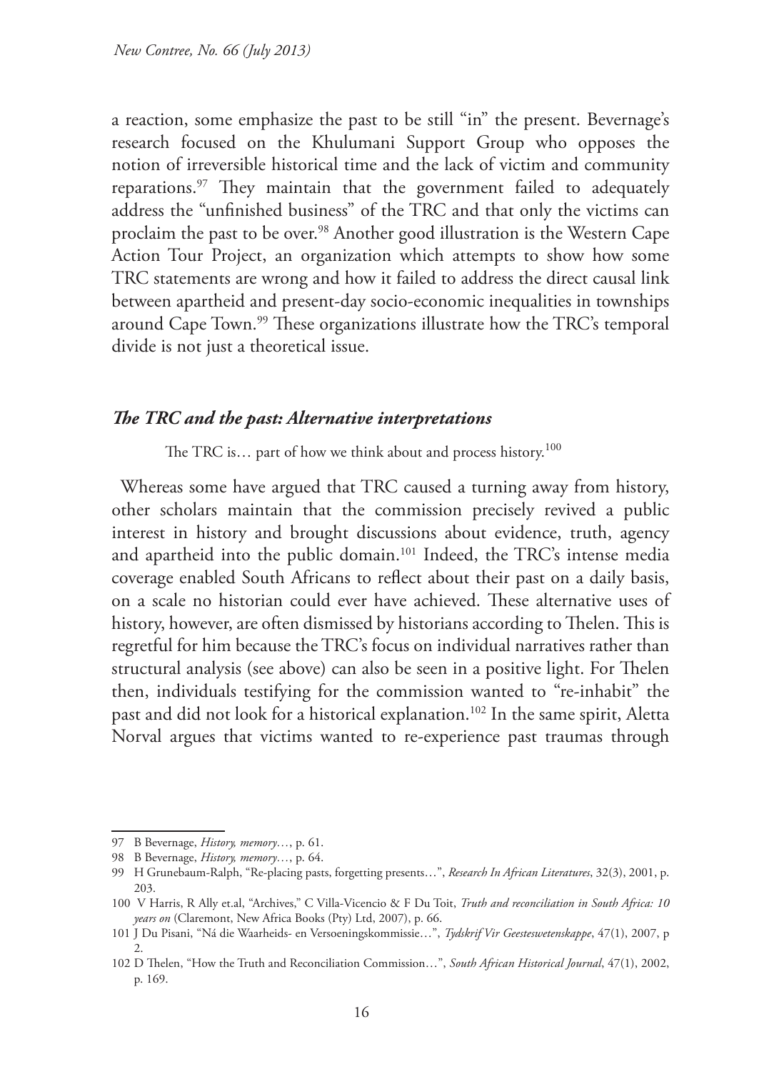a reaction, some emphasize the past to be still "in" the present. Bevernage's research focused on the Khulumani Support Group who opposes the notion of irreversible historical time and the lack of victim and community reparations.[97] They maintain that the government failed to adequately address the "unfinished business" of the TRC and that only the victims can proclaim the past to be over.[98] Another good illustration is the Western Cape Action Tour Project, an organization which attempts to show how some TRC statements are wrong and how it failed to address the direct causal link between apartheid and present-day socio-economic inequalities in townships around Cape Town.[99] These organizations illustrate how the TRC's temporal divide is not just a theoretical issue.

### *The TRC and the past: Alternative interpretations*

The TRC is… part of how we think about and process history.[100]

Whereas some have argued that TRC caused a turning away from history, other scholars maintain that the commission precisely revived a public interest in history and brought discussions about evidence, truth, agency and apartheid into the public domain.[101] Indeed, the TRC's intense media coverage enabled South Africans to reflect about their past on a daily basis, on a scale no historian could ever have achieved. These alternative uses of history, however, are often dismissed by historians according to Thelen. This is regretful for him because the TRC's focus on individual narratives rather than structural analysis (see above) can also be seen in a positive light. For Thelen then, individuals testifying for the commission wanted to "re-inhabit" the past and did not look for a historical explanation.[102] In the same spirit, Aletta Norval argues that victims wanted to re-experience past traumas through

---

97 B Bevernage, *History, memory…*, p. 61.

98 B Bevernage, *History, memory…*, p. 64.

99 H Grunebaum-Ralph, "Re-placing pasts, forgetting presents…", *Research In African Literatures*, 32(3), 2001, p. 203.

100 V Harris, R Ally et.al, "Archives," C Villa-Vicencio & F Du Toit, *Truth and reconciliation in South Africa: 10 years on* (Claremont, New Africa Books (Pty) Ltd, 2007), p. 66.

101 J Du Pisani, "Ná die Waarheids- en Versoeningskommissie…", *Tydskrif Vir Geesteswetenskappe*, 47(1), 2007, p 2.

102 D Thelen, "How the Truth and Reconciliation Commission…", *South African Historical Journal*, 47(1), 2002, p. 169.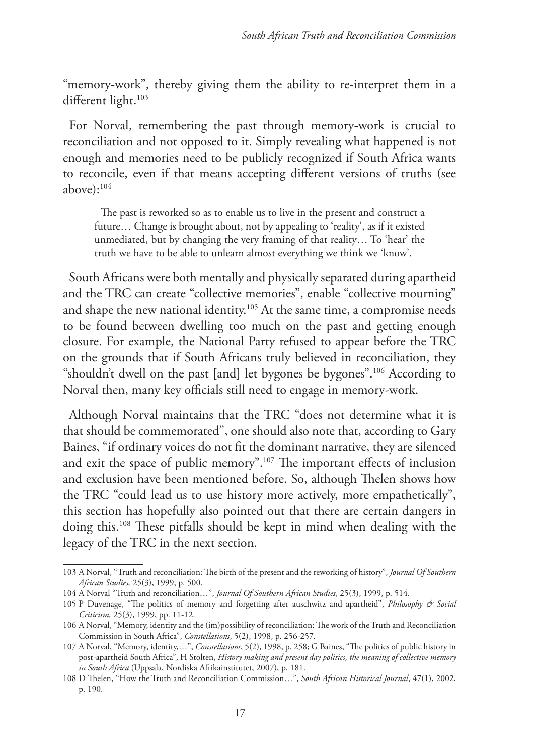"memory-work", thereby giving them the ability to re-interpret them in a different light.[103]

For Norval, remembering the past through memory-work is crucial to reconciliation and not opposed to it. Simply revealing what happened is not enough and memories need to be publicly recognized if South Africa wants to reconcile, even if that means accepting different versions of truths (see above):[104]

> The past is reworked so as to enable us to live in the present and construct a future… Change is brought about, not by appealing to 'reality', as if it existed unmediated, but by changing the very framing of that reality… To 'hear' the truth we have to be able to unlearn almost everything we think we 'know'.

South Africans were both mentally and physically separated during apartheid and the TRC can create "collective memories", enable "collective mourning" and shape the new national identity.[105] At the same time, a compromise needs to be found between dwelling too much on the past and getting enough closure. For example, the National Party refused to appear before the TRC on the grounds that if South Africans truly believed in reconciliation, they "shouldn't dwell on the past [and] let bygones be bygones".[106] According to Norval then, many key officials still need to engage in memory-work.

Although Norval maintains that the TRC "does not determine what it is that should be commemorated", one should also note that, according to Gary Baines, "if ordinary voices do not fit the dominant narrative, they are silenced and exit the space of public memory".[107] The important effects of inclusion and exclusion have been mentioned before. So, although Thelen shows how the TRC "could lead us to use history more actively, more empathetically", this section has hopefully also pointed out that there are certain dangers in doing this.[108] These pitfalls should be kept in mind when dealing with the legacy of the TRC in the next section.

---

103 A Norval, "Truth and reconciliation: The birth of the present and the reworking of history", *Journal Of Southern African Studies,* 25(3), 1999, p. 500.

104 A Norval "Truth and reconciliation…", *Journal Of Southern African Studies*, 25(3), 1999, p. 514.

105 P Duvenage, "The politics of memory and forgetting after auschwitz and apartheid", *Philosophy & Social Criticism,* 25(3), 1999, pp. 11-12.

106 A Norval, "Memory, identity and the (im)possibility of reconciliation: The work of the Truth and Reconciliation Commission in South Africa", *Constellations*, 5(2), 1998, p. 256-257.

107 A Norval, "Memory, identity,…", *Constellations*, 5(2), 1998, p. 258; G Baines, "The politics of public history in post-apartheid South Africa", H Stolten, *History making and present day politics, the meaning of collective memory in South Africa* (Uppsala, Nordiska Afrikainstitutet, 2007), p. 181.

108 D Thelen, "How the Truth and Reconciliation Commission…", *South African Historical Journal*, 47(1), 2002, p. 190.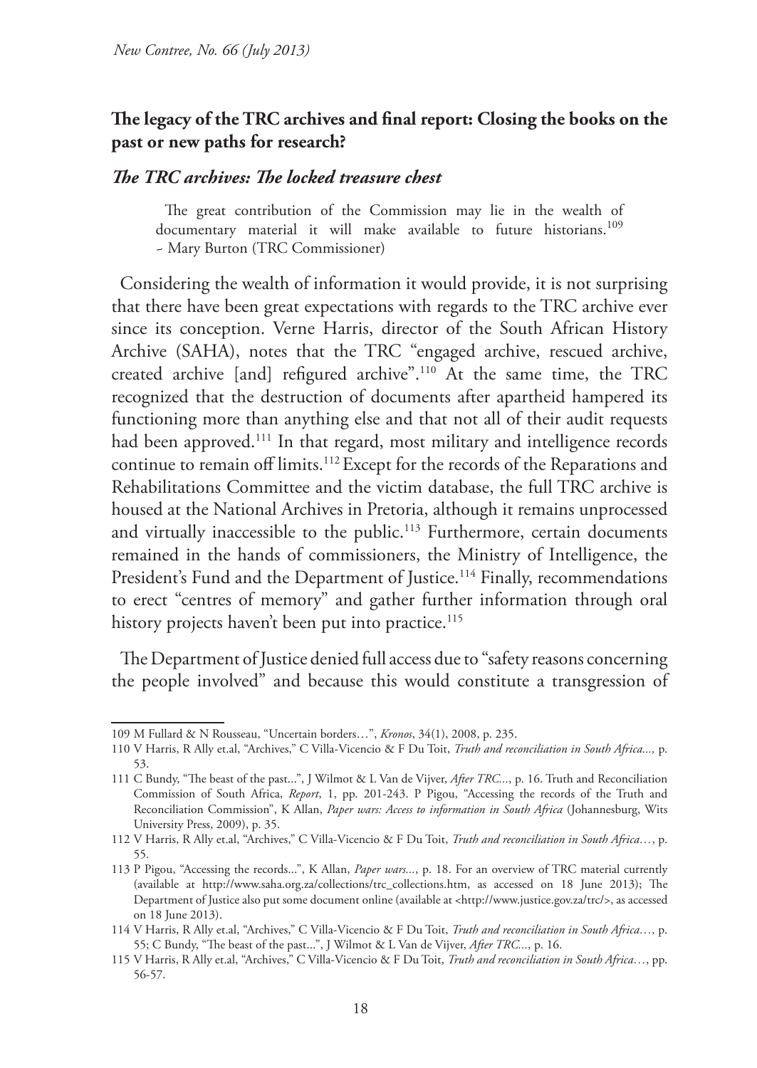## The legacy of the TRC archives and final report: Closing the books on the past or new paths for research?

### *The TRC archives: The locked treasure chest*

> The great contribution of the Commission may lie in the wealth of documentary material it will make available to future historians.[109]
> ~ Mary Burton (TRC Commissioner)

Considering the wealth of information it would provide, it is not surprising that there have been great expectations with regards to the TRC archive ever since its conception. Verne Harris, director of the South African History Archive (SAHA), notes that the TRC "engaged archive, rescued archive, created archive [and] refigured archive".[110] At the same time, the TRC recognized that the destruction of documents after apartheid hampered its functioning more than anything else and that not all of their audit requests had been approved.[111] In that regard, most military and intelligence records continue to remain off limits.[112] Except for the records of the Reparations and Rehabilitations Committee and the victim database, the full TRC archive is housed at the National Archives in Pretoria, although it remains unprocessed and virtually inaccessible to the public.[113] Furthermore, certain documents remained in the hands of commissioners, the Ministry of Intelligence, the President's Fund and the Department of Justice.[114] Finally, recommendations to erect "centres of memory" and gather further information through oral history projects haven't been put into practice.[115]

The Department of Justice denied full access due to "safety reasons concerning the people involved" and because this would constitute a transgression of

---

109 M Fullard & N Rousseau, "Uncertain borders…", *Kronos*, 34(1), 2008, p. 235.

110 V Harris, R Ally et.al, "Archives," C Villa-Vicencio & F Du Toit, *Truth and reconciliation in South Africa...,* p. 53.

111 C Bundy, "The beast of the past...", J Wilmot & L Van de Vijver, *After TRC...*, p. 16. Truth and Reconciliation Commission of South Africa, *Report*, 1, pp. 201-243. P Pigou, "Accessing the records of the Truth and Reconciliation Commission", K Allan, *Paper wars: Access to information in South Africa* (Johannesburg, Wits University Press, 2009), p. 35.

112 V Harris, R Ally et.al, "Archives," C Villa-Vicencio & F Du Toit, *Truth and reconciliation in South Africa…*, p. 55.

113 P Pigou, "Accessing the records...", K Allan, *Paper wars...*, p. 18. For an overview of TRC material currently (available at http://www.saha.org.za/collections/trc_collections.htm, as accessed on 18 June 2013); The Department of Justice also put some document online (available at <http://www.justice.gov.za/trc/>, as accessed on 18 June 2013).

114 V Harris, R Ally et.al, "Archives," C Villa-Vicencio & F Du Toit, *Truth and reconciliation in South Africa…,* p. 55; C Bundy, "The beast of the past...", J Wilmot & L Van de Vijver, *After TRC...*, p. 16.

115 V Harris, R Ally et.al, "Archives," C Villa-Vicencio & F Du Toit, *Truth and reconciliation in South Africa…*, pp. 56-57.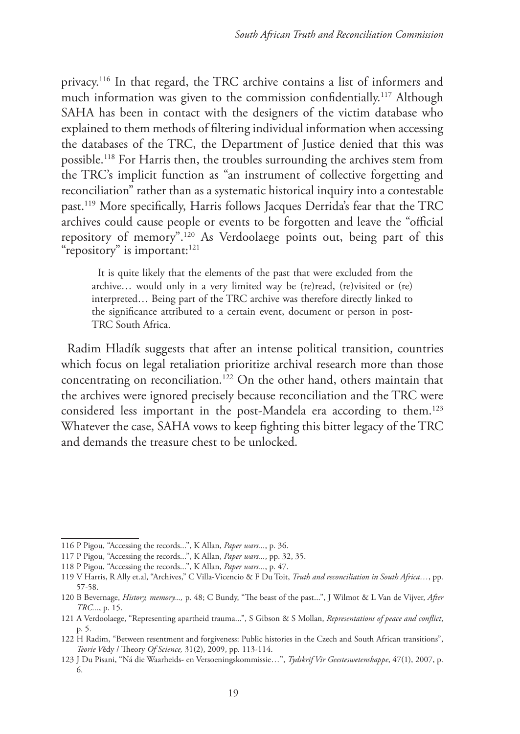privacy.[116] In that regard, the TRC archive contains a list of informers and much information was given to the commission confidentially.[117] Although SAHA has been in contact with the designers of the victim database who explained to them methods of filtering individual information when accessing the databases of the TRC, the Department of Justice denied that this was possible.[118] For Harris then, the troubles surrounding the archives stem from the TRC's implicit function as "an instrument of collective forgetting and reconciliation" rather than as a systematic historical inquiry into a contestable past.[119] More specifically, Harris follows Jacques Derrida's fear that the TRC archives could cause people or events to be forgotten and leave the "official repository of memory".[120] As Verdoolaege points out, being part of this "repository" is important:[121]

> It is quite likely that the elements of the past that were excluded from the archive… would only in a very limited way be (re)read, (re)visited or (re) interpreted… Being part of the TRC archive was therefore directly linked to the significance attributed to a certain event, document or person in post-TRC South Africa.

Radim Hladík suggests that after an intense political transition, countries which focus on legal retaliation prioritize archival research more than those concentrating on reconciliation.[122] On the other hand, others maintain that the archives were ignored precisely because reconciliation and the TRC were considered less important in the post-Mandela era according to them.[123] Whatever the case, SAHA vows to keep fighting this bitter legacy of the TRC and demands the treasure chest to be unlocked.

---

116 P Pigou, "Accessing the records...", K Allan, *Paper wars...*, p. 36.

117 P Pigou, "Accessing the records...", K Allan, *Paper wars...*, pp. 32, 35.

118 P Pigou, "Accessing the records...", K Allan, *Paper wars...*, p. 47.

119 V Harris, R Ally et.al, "Archives," C Villa-Vicencio & F Du Toit, *Truth and reconciliation in South Africa…*, pp. 57-58.

120 B Bevernage, *History, memory...,* p. 48; C Bundy, "The beast of the past...", J Wilmot & L Van de Vijver, *After TRC...*, p. 15.

121 A Verdoolaege, "Representing apartheid trauma...", S Gibson & S Mollan, *Representations of peace and conflict*, p. 5.

122 H Radim, "Between resentment and forgiveness: Public histories in the Czech and South African transitions", *Teorie Vědy* / Theory *Of Science,* 31(2), 2009, pp. 113-114.

123 J Du Pisani, "Ná die Waarheids- en Versoeningskommissie…", *Tydskrif Vir Geesteswetenskappe*, 47(1), 2007, p. 6.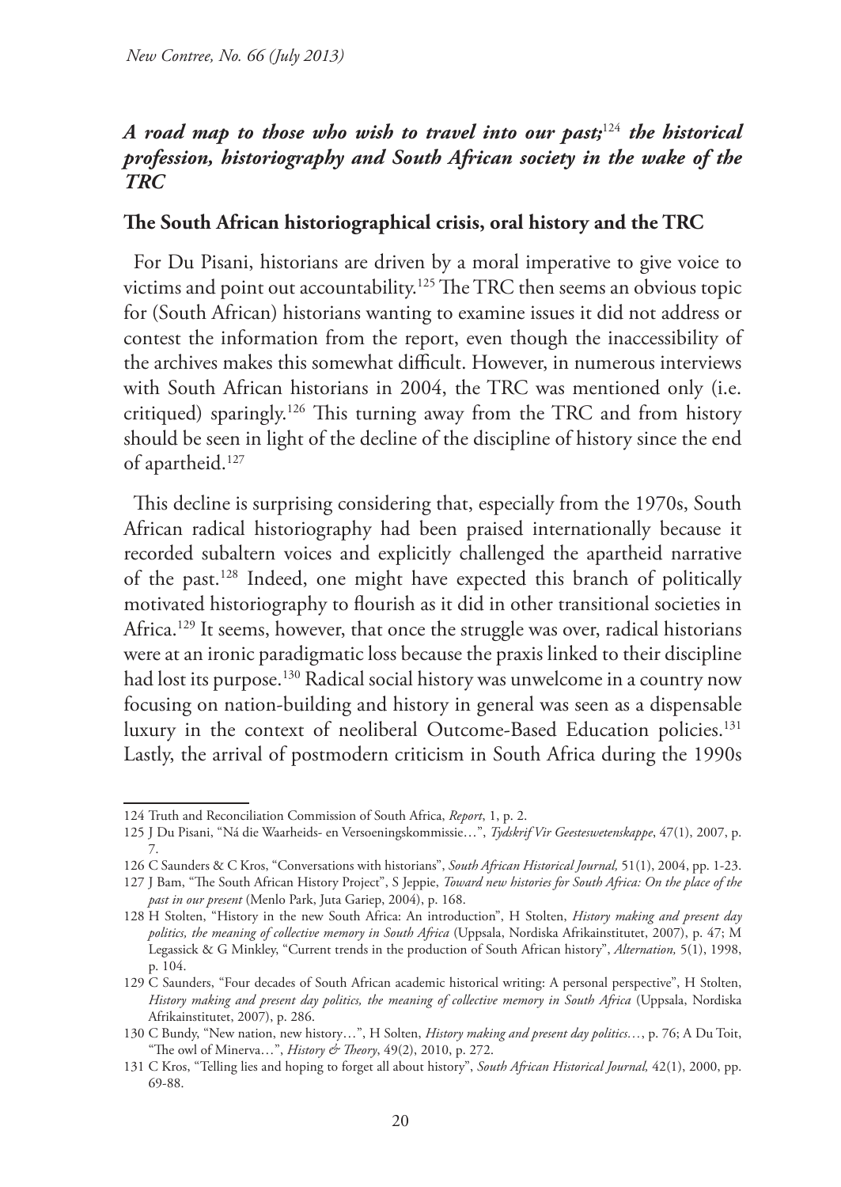## *A road map to those who wish to travel into our past;*[124] *the historical profession, historiography and South African society in the wake of the TRC*

### **The South African historiographical crisis, oral history and the TRC**

For Du Pisani, historians are driven by a moral imperative to give voice to victims and point out accountability.[125] The TRC then seems an obvious topic for (South African) historians wanting to examine issues it did not address or contest the information from the report, even though the inaccessibility of the archives makes this somewhat difficult. However, in numerous interviews with South African historians in 2004, the TRC was mentioned only (i.e. critiqued) sparingly.[126] This turning away from the TRC and from history should be seen in light of the decline of the discipline of history since the end of apartheid.[127]

This decline is surprising considering that, especially from the 1970s, South African radical historiography had been praised internationally because it recorded subaltern voices and explicitly challenged the apartheid narrative of the past.[128] Indeed, one might have expected this branch of politically motivated historiography to flourish as it did in other transitional societies in Africa.[129] It seems, however, that once the struggle was over, radical historians were at an ironic paradigmatic loss because the praxis linked to their discipline had lost its purpose.[130] Radical social history was unwelcome in a country now focusing on nation-building and history in general was seen as a dispensable luxury in the context of neoliberal Outcome-Based Education policies.[131] Lastly, the arrival of postmodern criticism in South Africa during the 1990s

---

124 Truth and Reconciliation Commission of South Africa, *Report*, 1, p. 2.

125 J Du Pisani, "Ná die Waarheids- en Versoeningskommissie…", *Tydskrif Vir Geesteswetenskappe*, 47(1), 2007, p. 7.

126 C Saunders & C Kros, "Conversations with historians", *South African Historical Journal,* 51(1), 2004, pp. 1-23.

127 J Bam, "The South African History Project", S Jeppie, *Toward new histories for South Africa: On the place of the past in our present* (Menlo Park, Juta Gariep, 2004), p. 168.

128 H Stolten, "History in the new South Africa: An introduction", H Stolten, *History making and present day politics, the meaning of collective memory in South Africa* (Uppsala, Nordiska Afrikainstitutet, 2007), p. 47; M Legassick & G Minkley, "Current trends in the production of South African history", *Alternation,* 5(1), 1998, p. 104.

129 C Saunders, "Four decades of South African academic historical writing: A personal perspective", H Stolten, *History making and present day politics, the meaning of collective memory in South Africa* (Uppsala, Nordiska Afrikainstitutet, 2007), p. 286.

130 C Bundy, "New nation, new history…", H Solten, *History making and present day politics…*, p. 76; A Du Toit, "The owl of Minerva…", *History & Theory*, 49(2), 2010, p. 272.

131 C Kros, "Telling lies and hoping to forget all about history", *South African Historical Journal,* 42(1), 2000, pp. 69-88.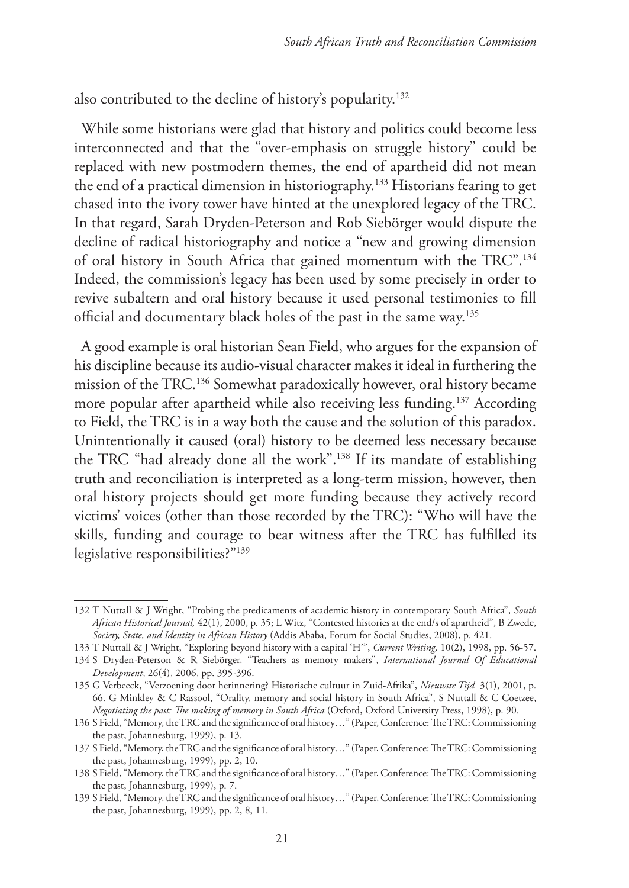also contributed to the decline of history's popularity.[132]

While some historians were glad that history and politics could become less interconnected and that the "over-emphasis on struggle history" could be replaced with new postmodern themes, the end of apartheid did not mean the end of a practical dimension in historiography.[133] Historians fearing to get chased into the ivory tower have hinted at the unexplored legacy of the TRC. In that regard, Sarah Dryden-Peterson and Rob Siebörger would dispute the decline of radical historiography and notice a "new and growing dimension of oral history in South Africa that gained momentum with the TRC".[134] Indeed, the commission's legacy has been used by some precisely in order to revive subaltern and oral history because it used personal testimonies to fill official and documentary black holes of the past in the same way.[135]

A good example is oral historian Sean Field, who argues for the expansion of his discipline because its audio-visual character makes it ideal in furthering the mission of the TRC.[136] Somewhat paradoxically however, oral history became more popular after apartheid while also receiving less funding.[137] According to Field, the TRC is in a way both the cause and the solution of this paradox. Unintentionally it caused (oral) history to be deemed less necessary because the TRC "had already done all the work".[138] If its mandate of establishing truth and reconciliation is interpreted as a long-term mission, however, then oral history projects should get more funding because they actively record victims' voices (other than those recorded by the TRC): "Who will have the skills, funding and courage to bear witness after the TRC has fulfilled its legislative responsibilities?"[139]

---

132 T Nuttall & J Wright, "Probing the predicaments of academic history in contemporary South Africa", *South African Historical Journal,* 42(1), 2000, p. 35; L Witz, "Contested histories at the end/s of apartheid", B Zwede, *Society, State, and Identity in African History* (Addis Ababa, Forum for Social Studies, 2008), p. 421.

133 T Nuttall & J Wright, "Exploring beyond history with a capital 'H'", *Current Writing,* 10(2), 1998, pp. 56-57.

134 S Dryden-Peterson & R Siebörger, "Teachers as memory makers", *International Journal Of Educational Development*, 26(4), 2006, pp. 395-396.

135 G Verbeeck, "Verzoening door herinnering? Historische cultuur in Zuid-Afrika", *Nieuwste Tijd* 3(1), 2001, p. 66. G Minkley & C Rassool, "Orality, memory and social history in South Africa", S Nuttall & C Coetzee, *Negotiating the past: The making of memory in South Africa* (Oxford, Oxford University Press, 1998), p. 90.

136 S Field, "Memory, the TRC and the significance of oral history…" (Paper, Conference: The TRC: Commissioning the past, Johannesburg, 1999), p. 13.

137 S Field, "Memory, the TRC and the significance of oral history…" (Paper, Conference: The TRC: Commissioning the past, Johannesburg, 1999), pp. 2, 10.

138 S Field, "Memory, the TRC and the significance of oral history…" (Paper, Conference: The TRC: Commissioning the past, Johannesburg, 1999), p. 7.

139 S Field, "Memory, the TRC and the significance of oral history…" (Paper, Conference: The TRC: Commissioning the past, Johannesburg, 1999), pp. 2, 8, 11.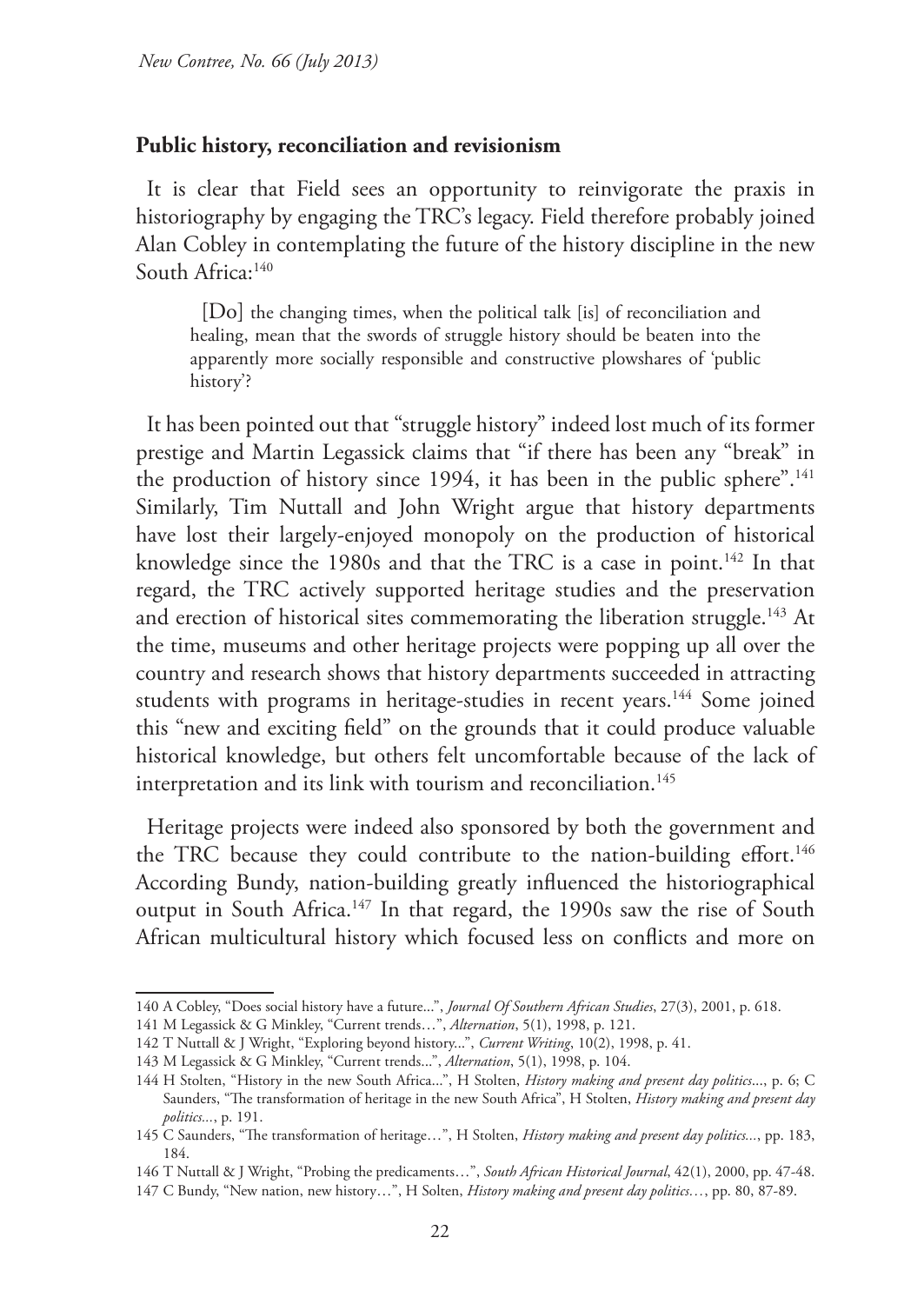## Public history, reconciliation and revisionism

It is clear that Field sees an opportunity to reinvigorate the praxis in historiography by engaging the TRC's legacy. Field therefore probably joined Alan Cobley in contemplating the future of the history discipline in the new South Africa:[140]

> [Do] the changing times, when the political talk [is] of reconciliation and healing, mean that the swords of struggle history should be beaten into the apparently more socially responsible and constructive plowshares of 'public history'?

It has been pointed out that "struggle history" indeed lost much of its former prestige and Martin Legassick claims that "if there has been any "break" in the production of history since 1994, it has been in the public sphere".[141] Similarly, Tim Nuttall and John Wright argue that history departments have lost their largely-enjoyed monopoly on the production of historical knowledge since the 1980s and that the TRC is a case in point.[142] In that regard, the TRC actively supported heritage studies and the preservation and erection of historical sites commemorating the liberation struggle.[143] At the time, museums and other heritage projects were popping up all over the country and research shows that history departments succeeded in attracting students with programs in heritage-studies in recent years.[144] Some joined this "new and exciting field" on the grounds that it could produce valuable historical knowledge, but others felt uncomfortable because of the lack of interpretation and its link with tourism and reconciliation.[145]

Heritage projects were indeed also sponsored by both the government and the TRC because they could contribute to the nation-building effort.[146] According Bundy, nation-building greatly influenced the historiographical output in South Africa.[147] In that regard, the 1990s saw the rise of South African multicultural history which focused less on conflicts and more on

---

140 A Cobley, "Does social history have a future...", *Journal Of Southern African Studies*, 27(3), 2001, p. 618.

141 M Legassick & G Minkley, "Current trends…", *Alternation*, 5(1), 1998, p. 121.

142 T Nuttall & J Wright, "Exploring beyond history...", *Current Writing*, 10(2), 1998, p. 41.

143 M Legassick & G Minkley, "Current trends...", *Alternation*, 5(1), 1998, p. 104.

144 H Stolten, "History in the new South Africa...", H Stolten, *History making and present day politics*..., p. 6; C Saunders, "The transformation of heritage in the new South Africa", H Stolten, *History making and present day politics...*, p. 191.

145 C Saunders, "The transformation of heritage…", H Stolten, *History making and present day politics...*, pp. 183, 184.

146 T Nuttall & J Wright, "Probing the predicaments…", *South African Historical Journal*, 42(1), 2000, pp. 47-48.

147 C Bundy, "New nation, new history…", H Solten, *History making and present day politics…*, pp. 80, 87-89.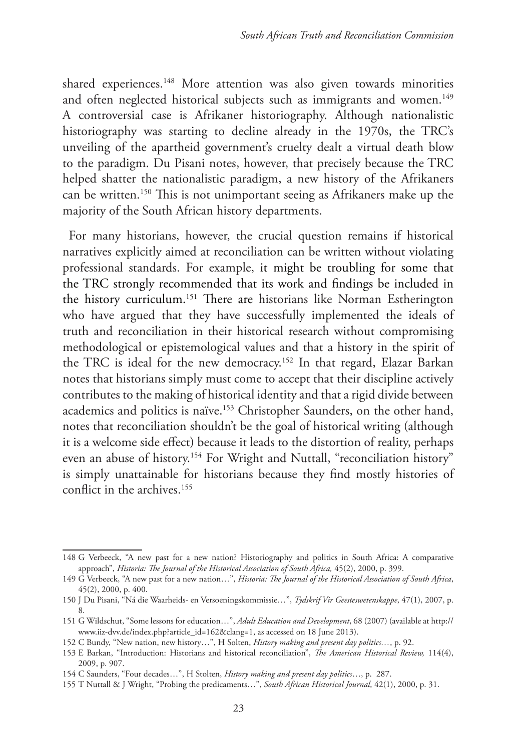shared experiences.[148] More attention was also given towards minorities and often neglected historical subjects such as immigrants and women.[149] A controversial case is Afrikaner historiography. Although nationalistic historiography was starting to decline already in the 1970s, the TRC's unveiling of the apartheid government's cruelty dealt a virtual death blow to the paradigm. Du Pisani notes, however, that precisely because the TRC helped shatter the nationalistic paradigm, a new history of the Afrikaners can be written.[150] This is not unimportant seeing as Afrikaners make up the majority of the South African history departments.

For many historians, however, the crucial question remains if historical narratives explicitly aimed at reconciliation can be written without violating professional standards. For example, it might be troubling for some that the TRC strongly recommended that its work and findings be included in the history curriculum.[151] There are historians like Norman Estherington who have argued that they have successfully implemented the ideals of truth and reconciliation in their historical research without compromising methodological or epistemological values and that a history in the spirit of the TRC is ideal for the new democracy.[152] In that regard, Elazar Barkan notes that historians simply must come to accept that their discipline actively contributes to the making of historical identity and that a rigid divide between academics and politics is naïve.[153] Christopher Saunders, on the other hand, notes that reconciliation shouldn't be the goal of historical writing (although it is a welcome side effect) because it leads to the distortion of reality, perhaps even an abuse of history.[154] For Wright and Nuttall, "reconciliation history" is simply unattainable for historians because they find mostly histories of conflict in the archives.[155]

---

148 G Verbeeck, "A new past for a new nation? Historiography and politics in South Africa: A comparative approach", *Historia: The Journal of the Historical Association of South Africa,* 45(2), 2000, p. 399.

149 G Verbeeck, "A new past for a new nation…", *Historia: The Journal of the Historical Association of South Africa*, 45(2), 2000, p. 400.

150 J Du Pisani, "Ná die Waarheids- en Versoeningskommissie…", *Tydskrif Vir Geesteswetenskappe*, 47(1), 2007, p. 8.

151 G Wildschut, "Some lessons for education…", *Adult Education and Development*, 68 (2007) (available at http://www.iiz-dvv.de/index.php?article_id=162&clang=1, as accessed on 18 June 2013).

152 C Bundy, "New nation, new history…", H Solten, *History making and present day politics…*, p. 92.

153 E Barkan, "Introduction: Historians and historical reconciliation", *The American Historical Review,* 114(4), 2009, p. 907.

154 C Saunders, "Four decades…", H Stolten, *History making and present day politics*…, p. 287.

155 T Nuttall & J Wright, "Probing the predicaments…", *South African Historical Journal*, 42(1), 2000, p. 31.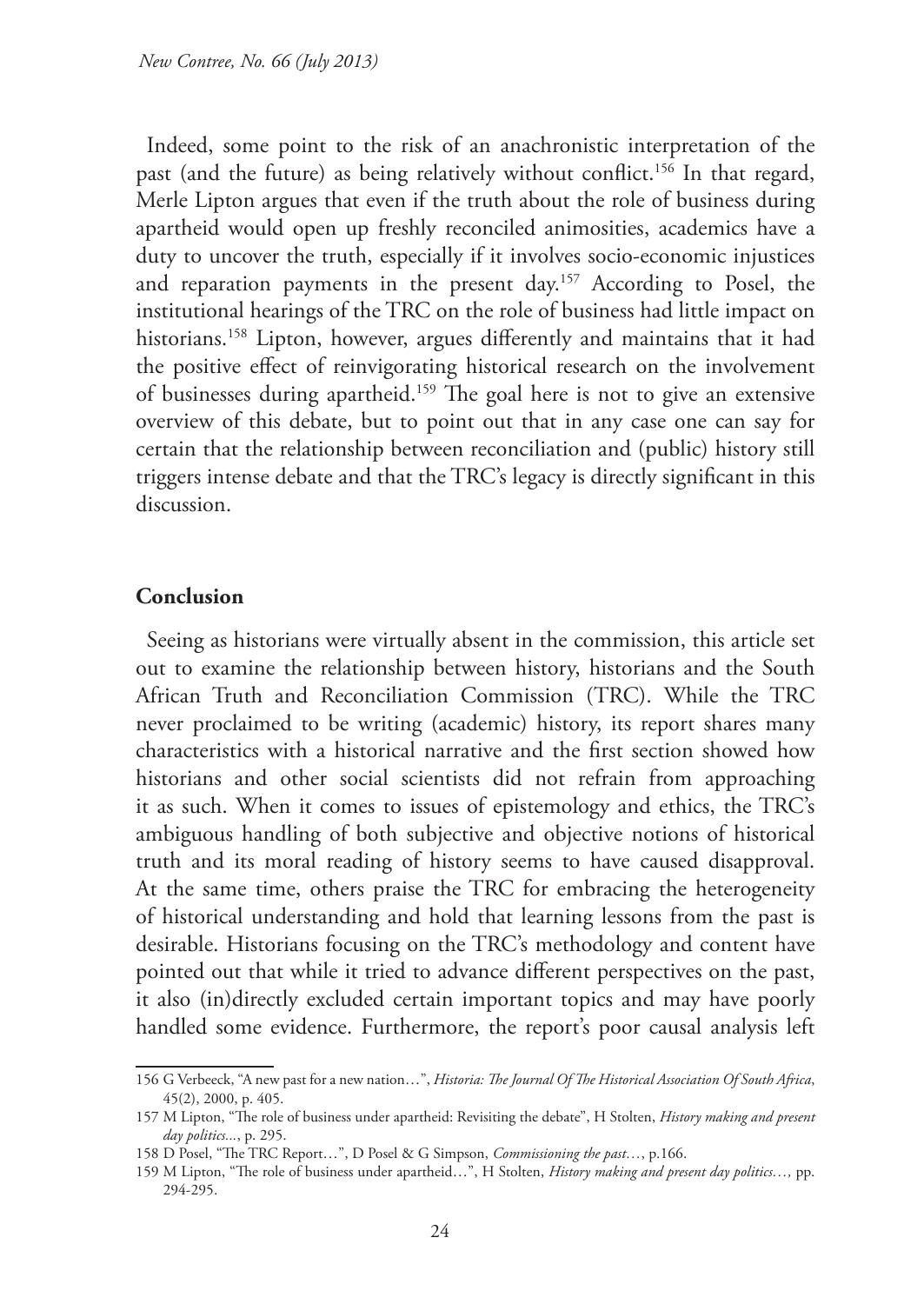Indeed, some point to the risk of an anachronistic interpretation of the past (and the future) as being relatively without conflict.[156] In that regard, Merle Lipton argues that even if the truth about the role of business during apartheid would open up freshly reconciled animosities, academics have a duty to uncover the truth, especially if it involves socio-economic injustices and reparation payments in the present day.[157] According to Posel, the institutional hearings of the TRC on the role of business had little impact on historians.[158] Lipton, however, argues differently and maintains that it had the positive effect of reinvigorating historical research on the involvement of businesses during apartheid.[159] The goal here is not to give an extensive overview of this debate, but to point out that in any case one can say for certain that the relationship between reconciliation and (public) history still triggers intense debate and that the TRC's legacy is directly significant in this discussion.

## Conclusion

Seeing as historians were virtually absent in the commission, this article set out to examine the relationship between history, historians and the South African Truth and Reconciliation Commission (TRC). While the TRC never proclaimed to be writing (academic) history, its report shares many characteristics with a historical narrative and the first section showed how historians and other social scientists did not refrain from approaching it as such. When it comes to issues of epistemology and ethics, the TRC's ambiguous handling of both subjective and objective notions of historical truth and its moral reading of history seems to have caused disapproval. At the same time, others praise the TRC for embracing the heterogeneity of historical understanding and hold that learning lessons from the past is desirable. Historians focusing on the TRC's methodology and content have pointed out that while it tried to advance different perspectives on the past, it also (in)directly excluded certain important topics and may have poorly handled some evidence. Furthermore, the report's poor causal analysis left

---

156 G Verbeeck, "A new past for a new nation…", *Historia: The Journal Of The Historical Association Of South Africa*, 45(2), 2000, p. 405.

157 M Lipton, "The role of business under apartheid: Revisiting the debate", H Stolten, *History making and present day politics...*, p. 295.

158 D Posel, "The TRC Report…", D Posel & G Simpson, *Commissioning the past…*, p.166.

159 M Lipton, "The role of business under apartheid…", H Stolten, *History making and present day politics…,* pp. 294-295.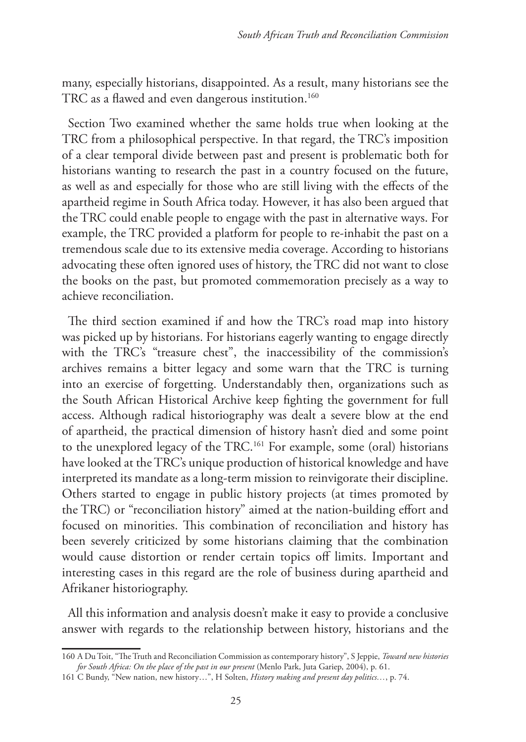many, especially historians, disappointed. As a result, many historians see the TRC as a flawed and even dangerous institution.[160]

Section Two examined whether the same holds true when looking at the TRC from a philosophical perspective. In that regard, the TRC's imposition of a clear temporal divide between past and present is problematic both for historians wanting to research the past in a country focused on the future, as well as and especially for those who are still living with the effects of the apartheid regime in South Africa today. However, it has also been argued that the TRC could enable people to engage with the past in alternative ways. For example, the TRC provided a platform for people to re-inhabit the past on a tremendous scale due to its extensive media coverage. According to historians advocating these often ignored uses of history, the TRC did not want to close the books on the past, but promoted commemoration precisely as a way to achieve reconciliation.

The third section examined if and how the TRC's road map into history was picked up by historians. For historians eagerly wanting to engage directly with the TRC's "treasure chest", the inaccessibility of the commission's archives remains a bitter legacy and some warn that the TRC is turning into an exercise of forgetting. Understandably then, organizations such as the South African Historical Archive keep fighting the government for full access. Although radical historiography was dealt a severe blow at the end of apartheid, the practical dimension of history hasn't died and some point to the unexplored legacy of the TRC.[161] For example, some (oral) historians have looked at the TRC's unique production of historical knowledge and have interpreted its mandate as a long-term mission to reinvigorate their discipline. Others started to engage in public history projects (at times promoted by the TRC) or "reconciliation history" aimed at the nation-building effort and focused on minorities. This combination of reconciliation and history has been severely criticized by some historians claiming that the combination would cause distortion or render certain topics off limits. Important and interesting cases in this regard are the role of business during apartheid and Afrikaner historiography.

All this information and analysis doesn't make it easy to provide a conclusive answer with regards to the relationship between history, historians and the

160 A Du Toit, "The Truth and Reconciliation Commission as contemporary history", S Jeppie, *Toward new histories for South Africa: On the place of the past in our present* (Menlo Park, Juta Gariep, 2004), p. 61.

161 C Bundy, "New nation, new history…", H Solten, *History making and present day politics…*, p. 74.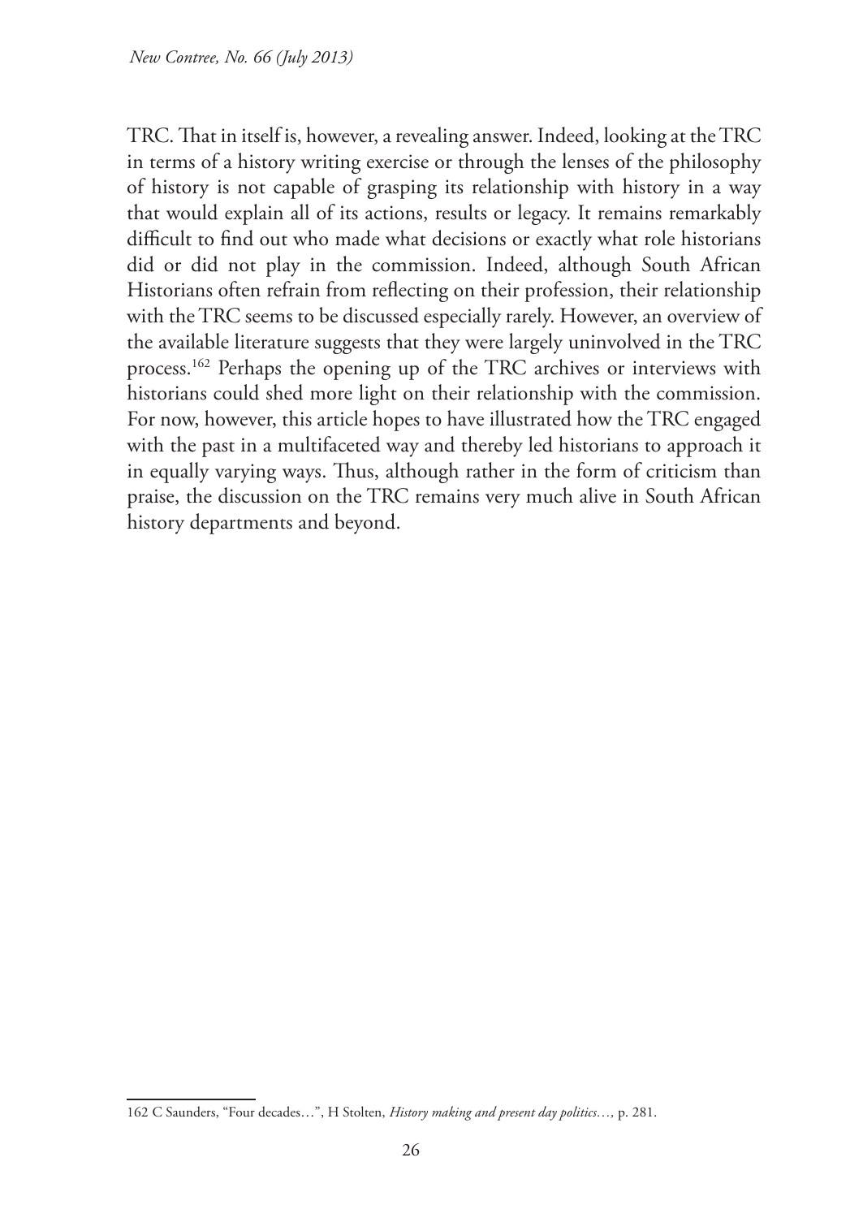TRC. That in itself is, however, a revealing answer. Indeed, looking at the TRC in terms of a history writing exercise or through the lenses of the philosophy of history is not capable of grasping its relationship with history in a way that would explain all of its actions, results or legacy. It remains remarkably difficult to find out who made what decisions or exactly what role historians did or did not play in the commission. Indeed, although South African Historians often refrain from reflecting on their profession, their relationship with the TRC seems to be discussed especially rarely. However, an overview of the available literature suggests that they were largely uninvolved in the TRC process.[162] Perhaps the opening up of the TRC archives or interviews with historians could shed more light on their relationship with the commission. For now, however, this article hopes to have illustrated how the TRC engaged with the past in a multifaceted way and thereby led historians to approach it in equally varying ways. Thus, although rather in the form of criticism than praise, the discussion on the TRC remains very much alive in South African history departments and beyond.

162 C Saunders, "Four decades…", H Stolten, *History making and present day politics…,* p. 281.